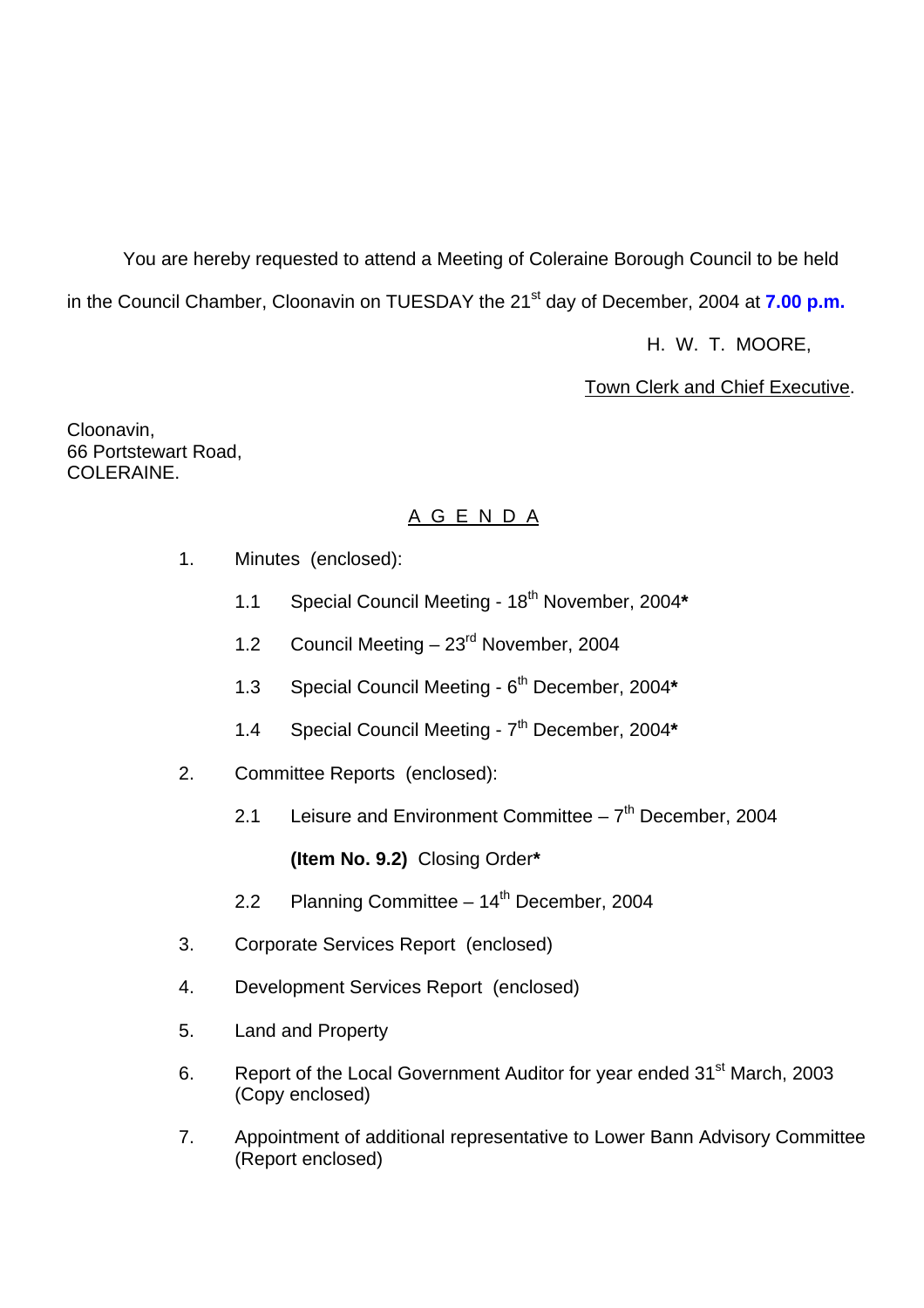You are hereby requested to attend a Meeting of Coleraine Borough Council to be held in the Council Chamber, Cloonavin on TUESDAY the 21st day of December, 2004 at **7.00 p.m.**

H. W. T. MOORE,

Town Clerk and Chief Executive.

Cloonavin,
66 Portstewart Road,
COLERAINE.

## A G E N D A

1. Minutes (enclosed):

   1.1 Special Council Meeting - 18th November, 2004**\***

   1.2 Council Meeting – 23rd November, 2004

   1.3 Special Council Meeting - 6th December, 2004**\***

   1.4 Special Council Meeting - 7th December, 2004**\***

2. Committee Reports (enclosed):

   2.1 Leisure and Environment Committee – 7th December, 2004

   **(Item No. 9.2)** Closing Order**\***

   2.2 Planning Committee – 14th December, 2004

3. Corporate Services Report (enclosed)

4. Development Services Report (enclosed)

5. Land and Property

6. Report of the Local Government Auditor for year ended 31st March, 2003 (Copy enclosed)

7. Appointment of additional representative to Lower Bann Advisory Committee (Report enclosed)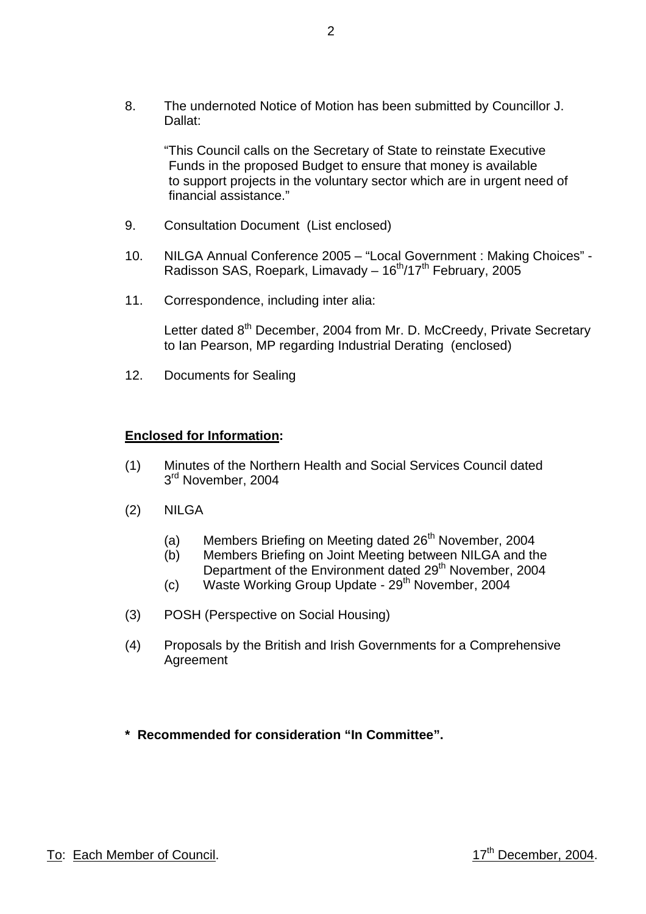8. The undernoted Notice of Motion has been submitted by Councillor J. Dallat:

   "This Council calls on the Secretary of State to reinstate Executive Funds in the proposed Budget to ensure that money is available to support projects in the voluntary sector which are in urgent need of financial assistance."

9. Consultation Document (List enclosed)

10. NILGA Annual Conference 2005 – "Local Government : Making Choices" - Radisson SAS, Roepark, Limavady – 16th/17th February, 2005

11. Correspondence, including inter alia:

    Letter dated 8th December, 2004 from Mr. D. McCreedy, Private Secretary to Ian Pearson, MP regarding Industrial Derating (enclosed)

12. Documents for Sealing

**Enclosed for Information:**

(1) Minutes of the Northern Health and Social Services Council dated 3rd November, 2004

(2) NILGA

   (a) Members Briefing on Meeting dated 26th November, 2004
   (b) Members Briefing on Joint Meeting between NILGA and the Department of the Environment dated 29th November, 2004
   (c) Waste Working Group Update - 29th November, 2004

(3) POSH (Perspective on Social Housing)

(4) Proposals by the British and Irish Governments for a Comprehensive Agreement

**\* Recommended for consideration "In Committee".**

To: Each Member of Council. 17th December, 2004.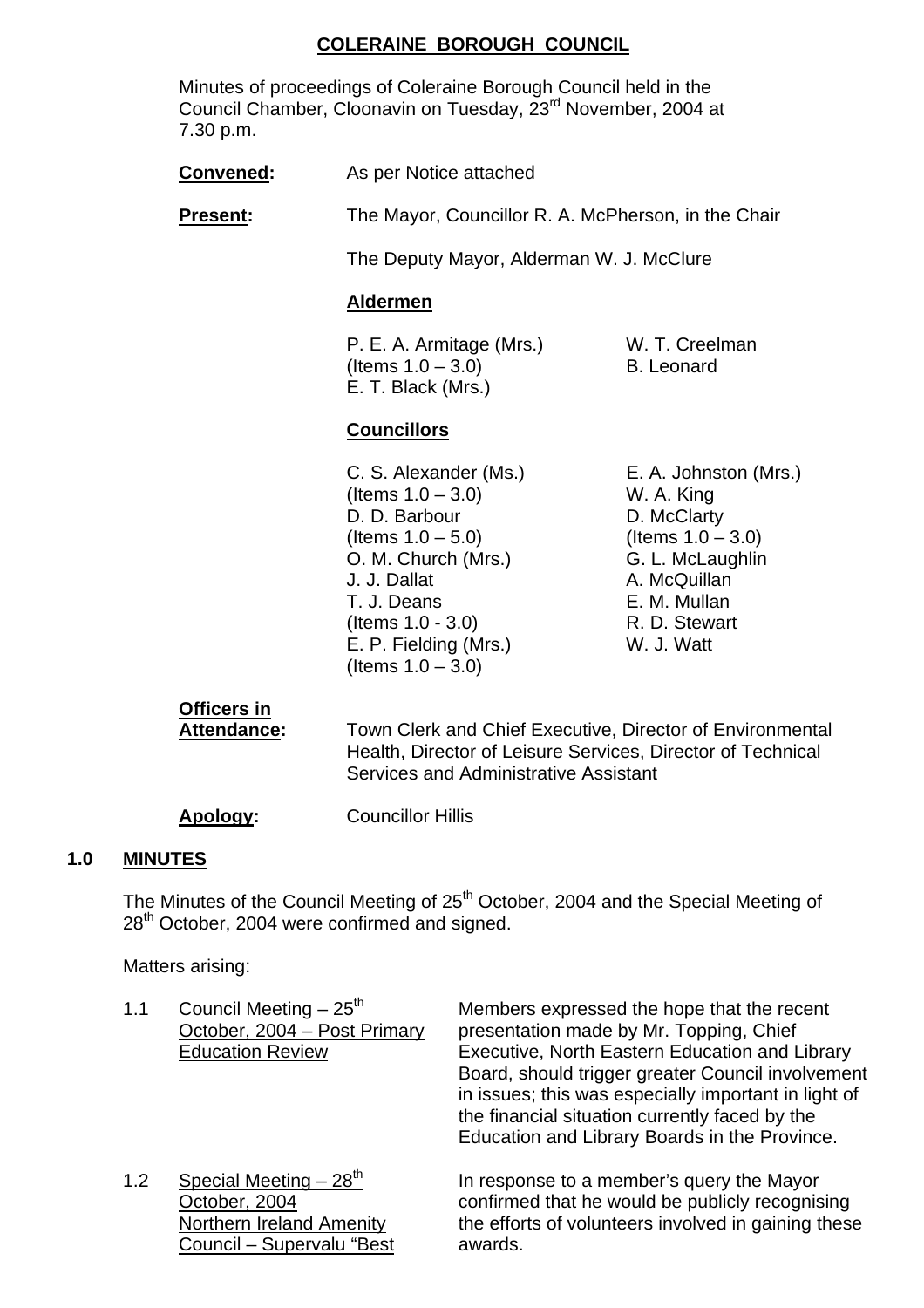# COLERAINE BOROUGH COUNCIL

Minutes of proceedings of Coleraine Borough Council held in the Council Chamber, Cloonavin on Tuesday, 23rd November, 2004 at 7.30 p.m.

**Convened:** As per Notice attached

**Present:** The Mayor, Councillor R. A. McPherson, in the Chair

The Deputy Mayor, Alderman W. J. McClure

**Aldermen**

P. E. A. Armitage (Mrs.) (Items 1.0 – 3.0)
E. T. Black (Mrs.)
W. T. Creelman
B. Leonard

**Councillors**

C. S. Alexander (Ms.) (Items 1.0 – 3.0)
D. D. Barbour (Items 1.0 – 5.0)
O. M. Church (Mrs.)
J. J. Dallat
T. J. Deans (Items 1.0 - 3.0)
E. P. Fielding (Mrs.) (Items 1.0 – 3.0)
E. A. Johnston (Mrs.)
W. A. King
D. McClarty (Items 1.0 – 3.0)
G. L. McLaughlin
A. McQuillan
E. M. Mullan
R. D. Stewart
W. J. Watt

**Officers in Attendance:** Town Clerk and Chief Executive, Director of Environmental Health, Director of Leisure Services, Director of Technical Services and Administrative Assistant

**Apology:** Councillor Hillis

## 1.0 MINUTES

The Minutes of the Council Meeting of 25th October, 2004 and the Special Meeting of 28th October, 2004 were confirmed and signed.

Matters arising:

1.1 Council Meeting – 25th October, 2004 – Post Primary Education Review

Members expressed the hope that the recent presentation made by Mr. Topping, Chief Executive, North Eastern Education and Library Board, should trigger greater Council involvement in issues; this was especially important in light of the financial situation currently faced by the Education and Library Boards in the Province.

1.2 Special Meeting – 28th October, 2004 Northern Ireland Amenity Council – Supervalu "Best

In response to a member's query the Mayor confirmed that he would be publicly recognising the efforts of volunteers involved in gaining these awards.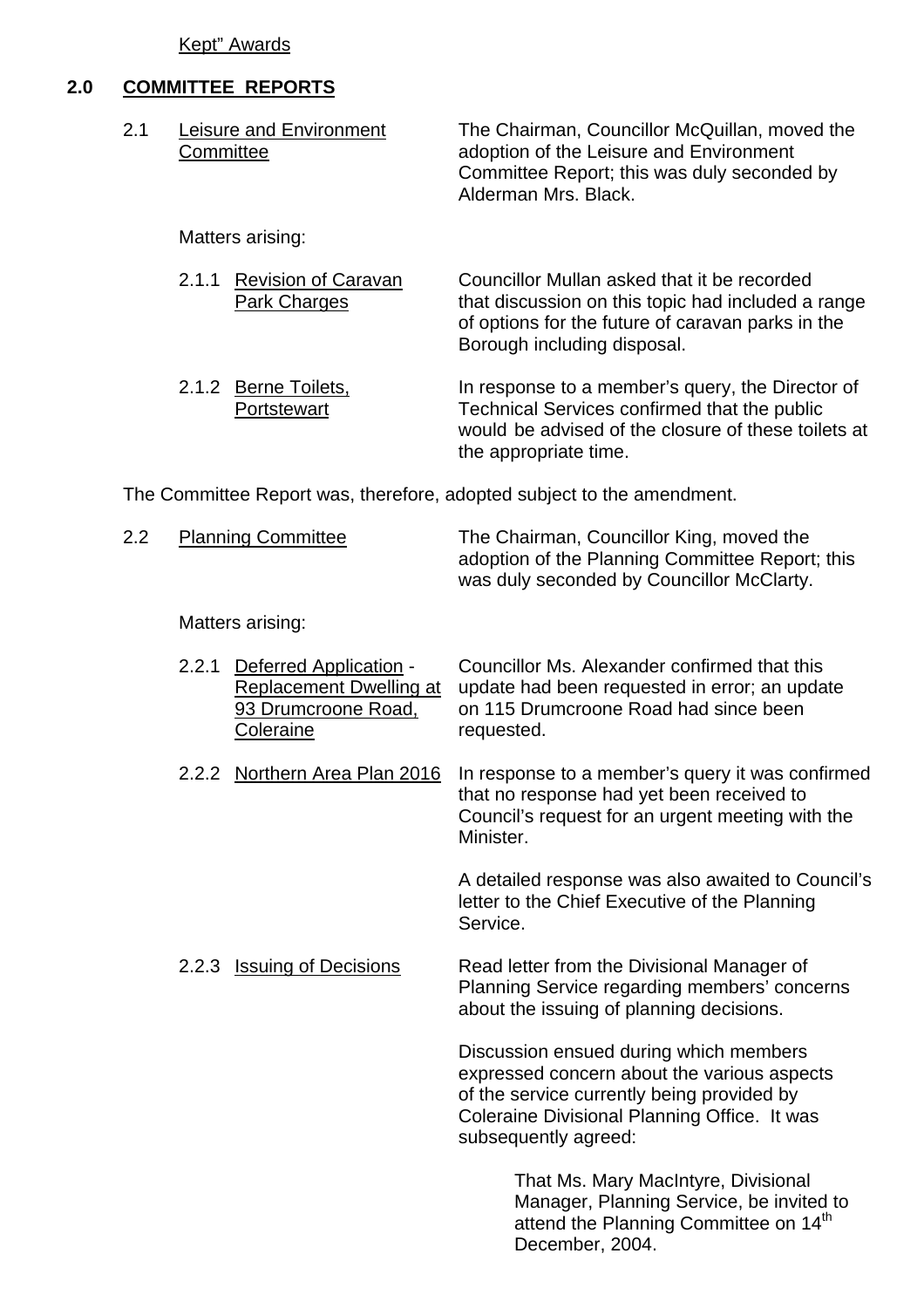Kept" Awards

## 2.0 COMMITTEE REPORTS

2.1 Leisure and Environment Committee

The Chairman, Councillor McQuillan, moved the adoption of the Leisure and Environment Committee Report; this was duly seconded by Alderman Mrs. Black.

Matters arising:

2.1.1 Revision of Caravan Park Charges

Councillor Mullan asked that it be recorded that discussion on this topic had included a range of options for the future of caravan parks in the Borough including disposal.

2.1.2 Berne Toilets, Portstewart

In response to a member's query, the Director of Technical Services confirmed that the public would be advised of the closure of these toilets at the appropriate time.

The Committee Report was, therefore, adopted subject to the amendment.

2.2 Planning Committee

The Chairman, Councillor King, moved the adoption of the Planning Committee Report; this was duly seconded by Councillor McClarty.

Matters arising:

2.2.1 Deferred Application - Replacement Dwelling at 93 Drumcroone Road, Coleraine

Councillor Ms. Alexander confirmed that this update had been requested in error; an update on 115 Drumcroone Road had since been requested.

2.2.2 Northern Area Plan 2016

In response to a member's query it was confirmed that no response had yet been received to Council's request for an urgent meeting with the Minister.

A detailed response was also awaited to Council's letter to the Chief Executive of the Planning Service.

2.2.3 Issuing of Decisions

Read letter from the Divisional Manager of Planning Service regarding members' concerns about the issuing of planning decisions.

Discussion ensued during which members expressed concern about the various aspects of the service currently being provided by Coleraine Divisional Planning Office. It was subsequently agreed:

> That Ms. Mary MacIntyre, Divisional Manager, Planning Service, be invited to attend the Planning Committee on 14th December, 2004.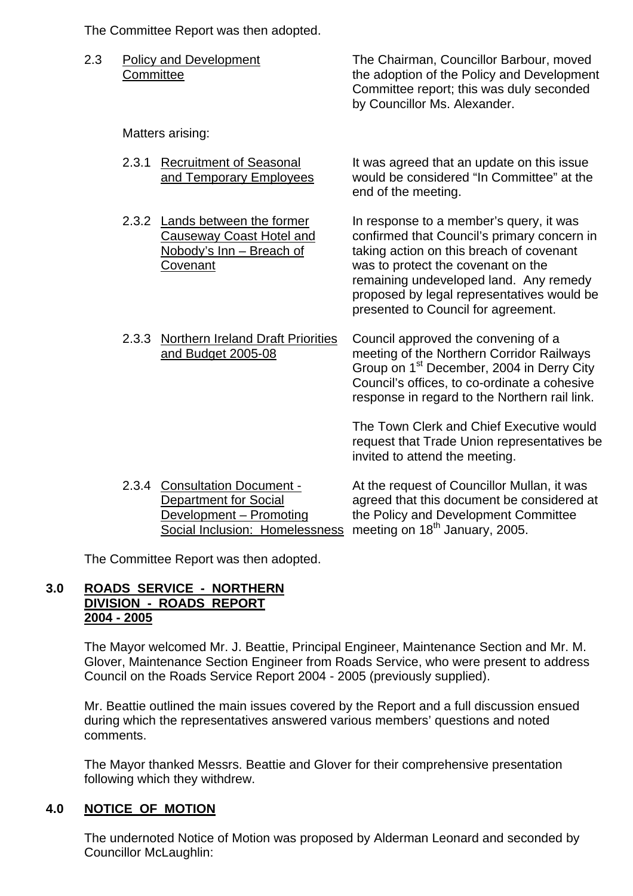The Committee Report was then adopted.

2.3 Policy and Development Committee

The Chairman, Councillor Barbour, moved the adoption of the Policy and Development Committee report; this was duly seconded by Councillor Ms. Alexander.

Matters arising:

2.3.1 Recruitment of Seasonal and Temporary Employees

It was agreed that an update on this issue would be considered "In Committee" at the end of the meeting.

2.3.2 Lands between the former Causeway Coast Hotel and Nobody's Inn – Breach of Covenant

In response to a member's query, it was confirmed that Council's primary concern in taking action on this breach of covenant was to protect the covenant on the remaining undeveloped land. Any remedy proposed by legal representatives would be presented to Council for agreement.

2.3.3 Northern Ireland Draft Priorities and Budget 2005-08

Council approved the convening of a meeting of the Northern Corridor Railways Group on 1st December, 2004 in Derry City Council's offices, to co-ordinate a cohesive response in regard to the Northern rail link.

The Town Clerk and Chief Executive would request that Trade Union representatives be invited to attend the meeting.

2.3.4 Consultation Document - Department for Social Development – Promoting Social Inclusion: Homelessness

At the request of Councillor Mullan, it was agreed that this document be considered at the Policy and Development Committee meeting on 18th January, 2005.

The Committee Report was then adopted.

## 3.0 ROADS SERVICE - NORTHERN DIVISION - ROADS REPORT 2004 - 2005

The Mayor welcomed Mr. J. Beattie, Principal Engineer, Maintenance Section and Mr. M. Glover, Maintenance Section Engineer from Roads Service, who were present to address Council on the Roads Service Report 2004 - 2005 (previously supplied).

Mr. Beattie outlined the main issues covered by the Report and a full discussion ensued during which the representatives answered various members' questions and noted comments.

The Mayor thanked Messrs. Beattie and Glover for their comprehensive presentation following which they withdrew.

## 4.0 NOTICE OF MOTION

The undernoted Notice of Motion was proposed by Alderman Leonard and seconded by Councillor McLaughlin: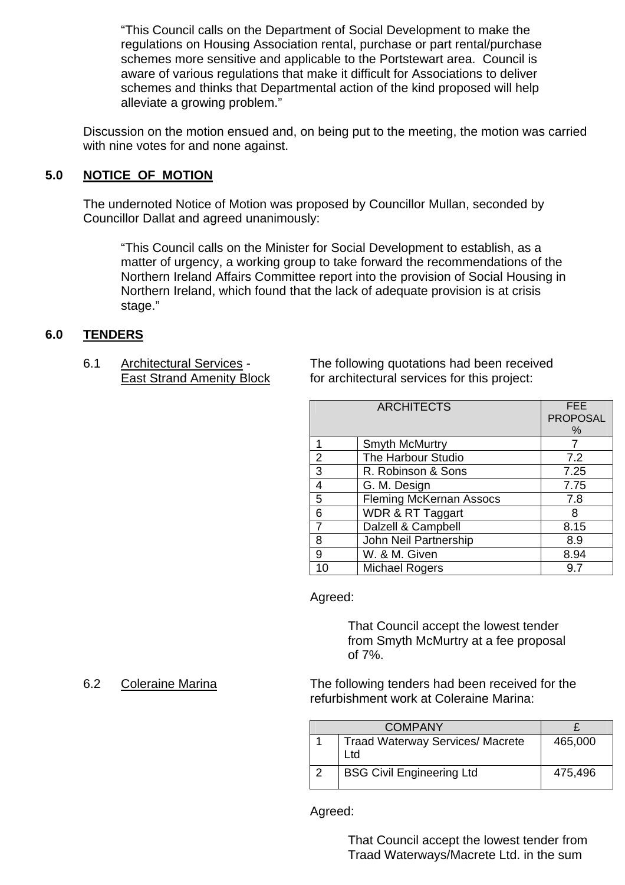> "This Council calls on the Department of Social Development to make the regulations on Housing Association rental, purchase or part rental/purchase schemes more sensitive and applicable to the Portstewart area. Council is aware of various regulations that make it difficult for Associations to deliver schemes and thinks that Departmental action of the kind proposed will help alleviate a growing problem."

Discussion on the motion ensued and, on being put to the meeting, the motion was carried with nine votes for and none against.

## 5.0 NOTICE OF MOTION

The undernoted Notice of Motion was proposed by Councillor Mullan, seconded by Councillor Dallat and agreed unanimously:

> "This Council calls on the Minister for Social Development to establish, as a matter of urgency, a working group to take forward the recommendations of the Northern Ireland Affairs Committee report into the provision of Social Housing in Northern Ireland, which found that the lack of adequate provision is at crisis stage."

## 6.0 TENDERS

6.1 Architectural Services - East Strand Amenity Block

The following quotations had been received for architectural services for this project:

| ARCHITECTS | | FEE PROPOSAL % |
|---|---|---|
| 1 | Smyth McMurtry | 7 |
| 2 | The Harbour Studio | 7.2 |
| 3 | R. Robinson & Sons | 7.25 |
| 4 | G. M. Design | 7.75 |
| 5 | Fleming McKernan Assocs | 7.8 |
| 6 | WDR & RT Taggart | 8 |
| 7 | Dalzell & Campbell | 8.15 |
| 8 | John Neil Partnership | 8.9 |
| 9 | W. & M. Given | 8.94 |
| 10 | Michael Rogers | 9.7 |

Agreed:

That Council accept the lowest tender from Smyth McMurtry at a fee proposal of 7%.

6.2 Coleraine Marina

The following tenders had been received for the refurbishment work at Coleraine Marina:

| COMPANY | | £ |
|---|---|---|
| 1 | Traad Waterway Services/ Macrete Ltd | 465,000 |
| 2 | BSG Civil Engineering Ltd | 475,496 |

Agreed:

That Council accept the lowest tender from Traad Waterways/Macrete Ltd. in the sum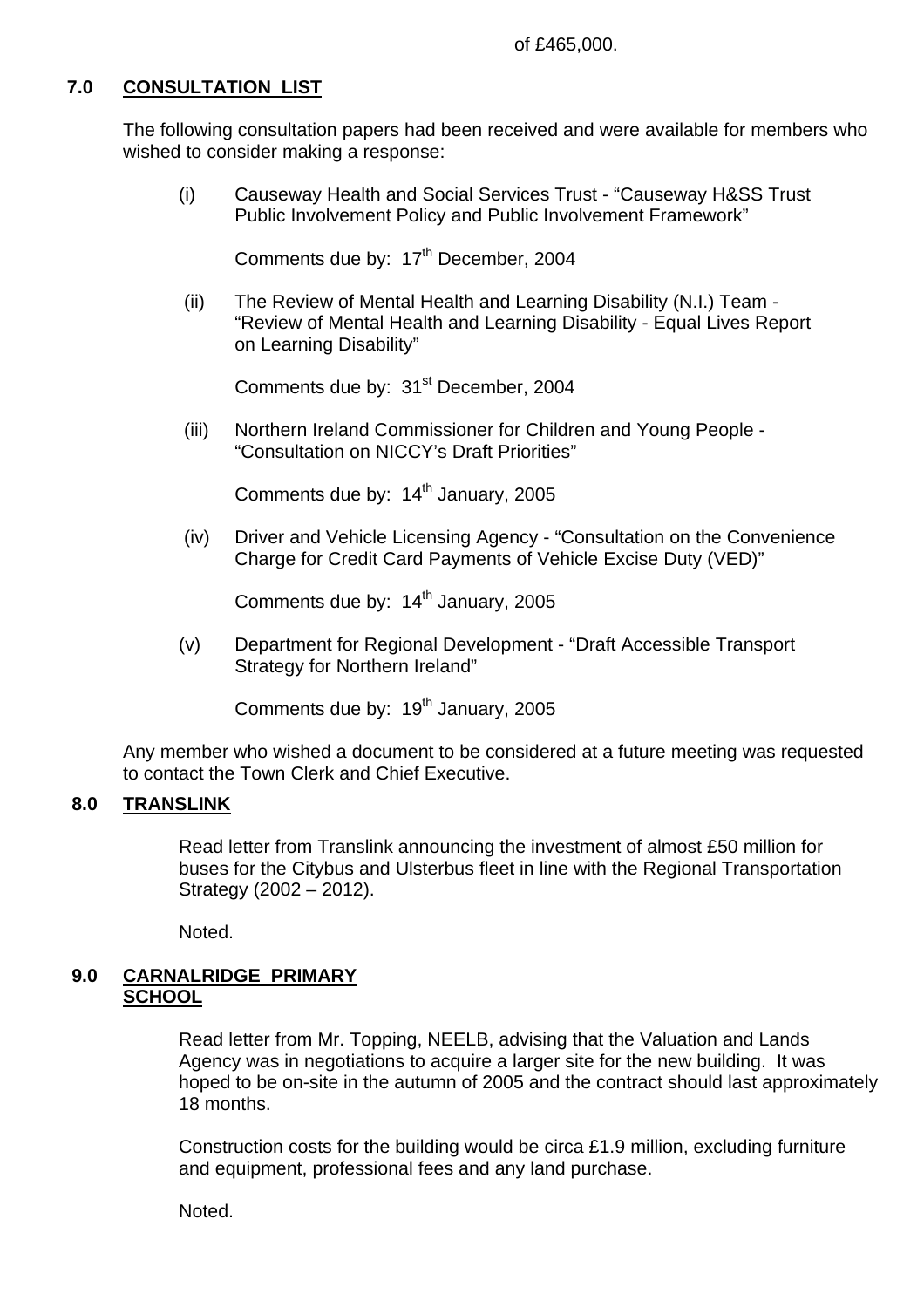of £465,000.

## 7.0 CONSULTATION LIST

The following consultation papers had been received and were available for members who wished to consider making a response:

(i) Causeway Health and Social Services Trust - "Causeway H&SS Trust Public Involvement Policy and Public Involvement Framework"

Comments due by: 17th December, 2004

(ii) The Review of Mental Health and Learning Disability (N.I.) Team - "Review of Mental Health and Learning Disability - Equal Lives Report on Learning Disability"

Comments due by: 31st December, 2004

(iii) Northern Ireland Commissioner for Children and Young People - "Consultation on NICCY's Draft Priorities"

Comments due by: 14th January, 2005

(iv) Driver and Vehicle Licensing Agency - "Consultation on the Convenience Charge for Credit Card Payments of Vehicle Excise Duty (VED)"

Comments due by: 14th January, 2005

(v) Department for Regional Development - "Draft Accessible Transport Strategy for Northern Ireland"

Comments due by: 19th January, 2005

Any member who wished a document to be considered at a future meeting was requested to contact the Town Clerk and Chief Executive.

## 8.0 TRANSLINK

Read letter from Translink announcing the investment of almost £50 million for buses for the Citybus and Ulsterbus fleet in line with the Regional Transportation Strategy (2002 – 2012).

Noted.

## 9.0 CARNALRIDGE PRIMARY SCHOOL

Read letter from Mr. Topping, NEELB, advising that the Valuation and Lands Agency was in negotiations to acquire a larger site for the new building. It was hoped to be on-site in the autumn of 2005 and the contract should last approximately 18 months.

Construction costs for the building would be circa £1.9 million, excluding furniture and equipment, professional fees and any land purchase.

Noted.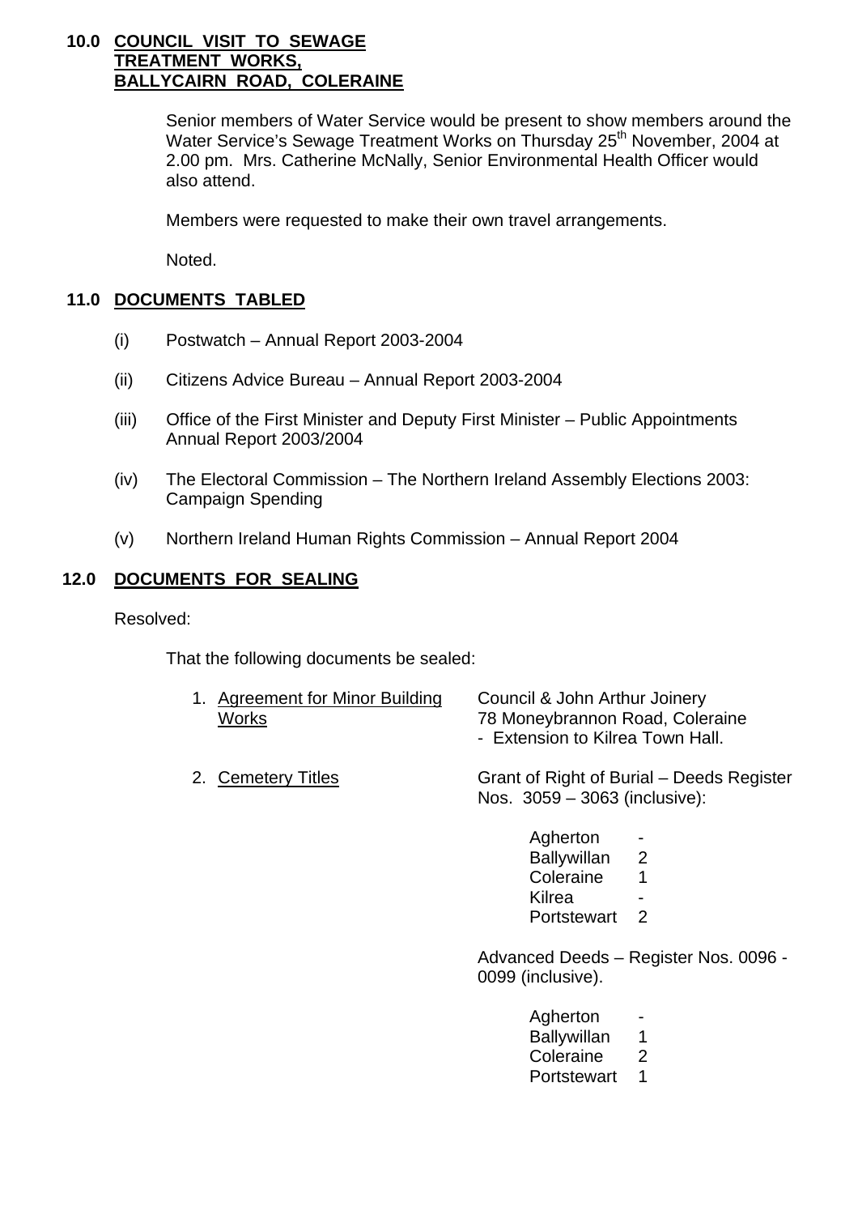## 10.0 COUNCIL VISIT TO SEWAGE TREATMENT WORKS, BALLYCAIRN ROAD, COLERAINE

Senior members of Water Service would be present to show members around the Water Service's Sewage Treatment Works on Thursday 25th November, 2004 at 2.00 pm. Mrs. Catherine McNally, Senior Environmental Health Officer would also attend.

Members were requested to make their own travel arrangements.

Noted.

## 11.0 DOCUMENTS TABLED

(i) Postwatch – Annual Report 2003-2004

(ii) Citizens Advice Bureau – Annual Report 2003-2004

(iii) Office of the First Minister and Deputy First Minister – Public Appointments Annual Report 2003/2004

(iv) The Electoral Commission – The Northern Ireland Assembly Elections 2003: Campaign Spending

(v) Northern Ireland Human Rights Commission – Annual Report 2004

## 12.0 DOCUMENTS FOR SEALING

Resolved:

That the following documents be sealed:

1. Agreement for Minor Building Works — Council & John Arthur Joinery, 78 Moneybrannon Road, Coleraine - Extension to Kilrea Town Hall.

2. Cemetery Titles — Grant of Right of Burial – Deeds Register Nos. 3059 – 3063 (inclusive):

| | |
|---|---|
| Agherton | - |
| Ballywillan | 2 |
| Coleraine | 1 |
| Kilrea | - |
| Portstewart | 2 |

Advanced Deeds – Register Nos. 0096 - 0099 (inclusive).

| | |
|---|---|
| Agherton | - |
| Ballywillan | 1 |
| Coleraine | 2 |
| Portstewart | 1 |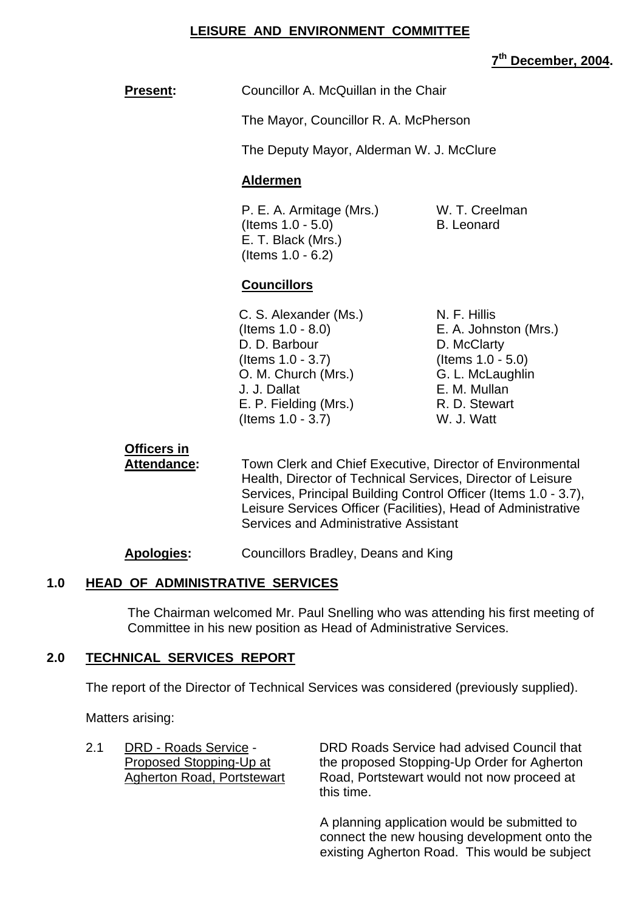# LEISURE AND ENVIRONMENT COMMITTEE

**7th December, 2004.**

**Present:** Councillor A. McQuillan in the Chair

The Mayor, Councillor R. A. McPherson

The Deputy Mayor, Alderman W. J. McClure

**Aldermen**

P. E. A. Armitage (Mrs.) (Items 1.0 - 5.0)
E. T. Black (Mrs.) (Items 1.0 - 6.2)
W. T. Creelman
B. Leonard

**Councillors**

C. S. Alexander (Ms.) (Items 1.0 - 8.0)
D. D. Barbour (Items 1.0 - 3.7)
O. M. Church (Mrs.)
J. J. Dallat
E. P. Fielding (Mrs.) (Items 1.0 - 3.7)
N. F. Hillis
E. A. Johnston (Mrs.)
D. McClarty (Items 1.0 - 5.0)
G. L. McLaughlin
E. M. Mullan
R. D. Stewart
W. J. Watt

**Officers in Attendance:** Town Clerk and Chief Executive, Director of Environmental Health, Director of Technical Services, Director of Leisure Services, Principal Building Control Officer (Items 1.0 - 3.7), Leisure Services Officer (Facilities), Head of Administrative Services and Administrative Assistant

**Apologies:** Councillors Bradley, Deans and King

## 1.0 HEAD OF ADMINISTRATIVE SERVICES

The Chairman welcomed Mr. Paul Snelling who was attending his first meeting of Committee in his new position as Head of Administrative Services.

## 2.0 TECHNICAL SERVICES REPORT

The report of the Director of Technical Services was considered (previously supplied).

Matters arising:

2.1 DRD - Roads Service - Proposed Stopping-Up at Agherton Road, Portstewart

DRD Roads Service had advised Council that the proposed Stopping-Up Order for Agherton Road, Portstewart would not now proceed at this time.

A planning application would be submitted to connect the new housing development onto the existing Agherton Road. This would be subject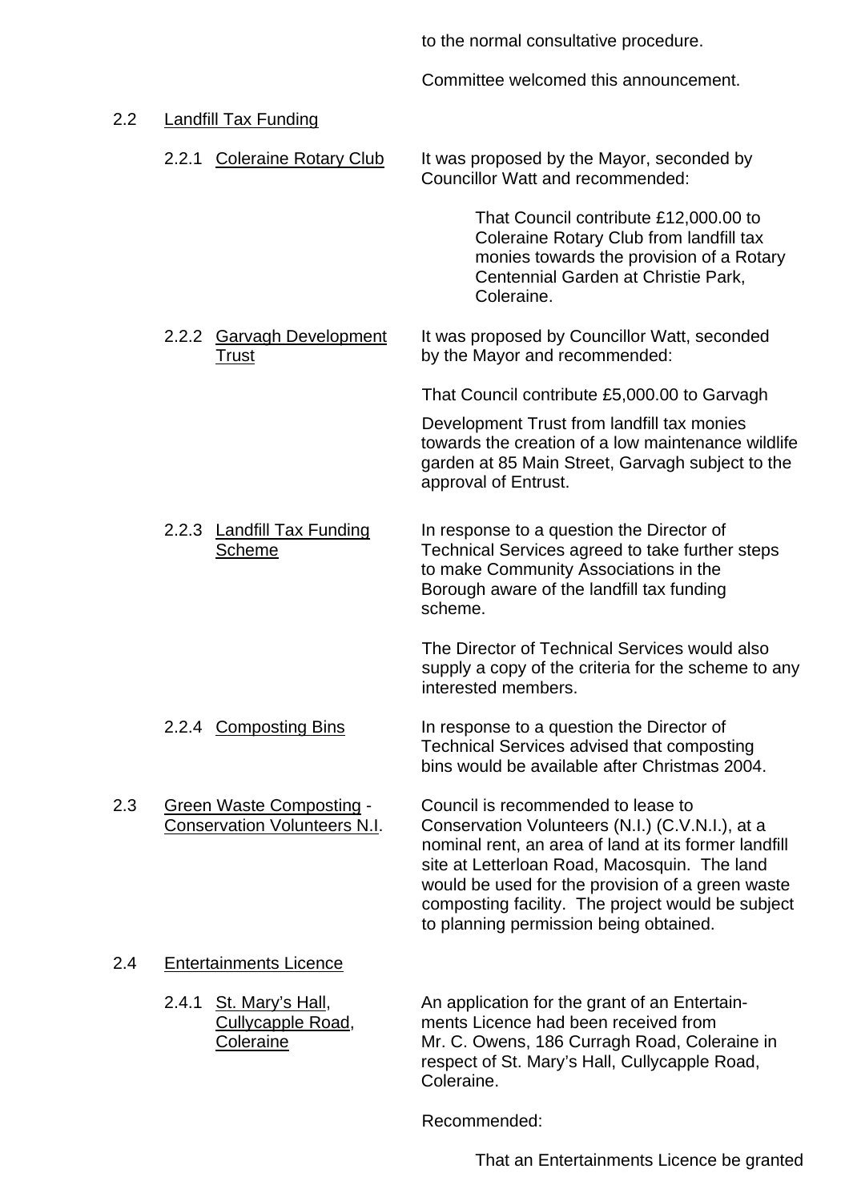to the normal consultative procedure.

Committee welcomed this announcement.

2.2 Landfill Tax Funding

2.2.1 Coleraine Rotary Club

It was proposed by the Mayor, seconded by Councillor Watt and recommended:

> That Council contribute £12,000.00 to Coleraine Rotary Club from landfill tax monies towards the provision of a Rotary Centennial Garden at Christie Park, Coleraine.

2.2.2 Garvagh Development Trust

It was proposed by Councillor Watt, seconded by the Mayor and recommended:

That Council contribute £5,000.00 to Garvagh

Development Trust from landfill tax monies towards the creation of a low maintenance wildlife garden at 85 Main Street, Garvagh subject to the approval of Entrust.

2.2.3 Landfill Tax Funding Scheme

In response to a question the Director of Technical Services agreed to take further steps to make Community Associations in the Borough aware of the landfill tax funding scheme.

The Director of Technical Services would also supply a copy of the criteria for the scheme to any interested members.

2.2.4 Composting Bins

In response to a question the Director of Technical Services advised that composting bins would be available after Christmas 2004.

2.3 Green Waste Composting - Conservation Volunteers N.I.

Council is recommended to lease to Conservation Volunteers (N.I.) (C.V.N.I.), at a nominal rent, an area of land at its former landfill site at Letterloan Road, Macosquin. The land would be used for the provision of a green waste composting facility. The project would be subject to planning permission being obtained.

2.4 Entertainments Licence

2.4.1 St. Mary's Hall, Cullycapple Road, Coleraine

An application for the grant of an Entertainments Licence had been received from Mr. C. Owens, 186 Curragh Road, Coleraine in respect of St. Mary's Hall, Cullycapple Road, Coleraine.

Recommended:

> That an Entertainments Licence be granted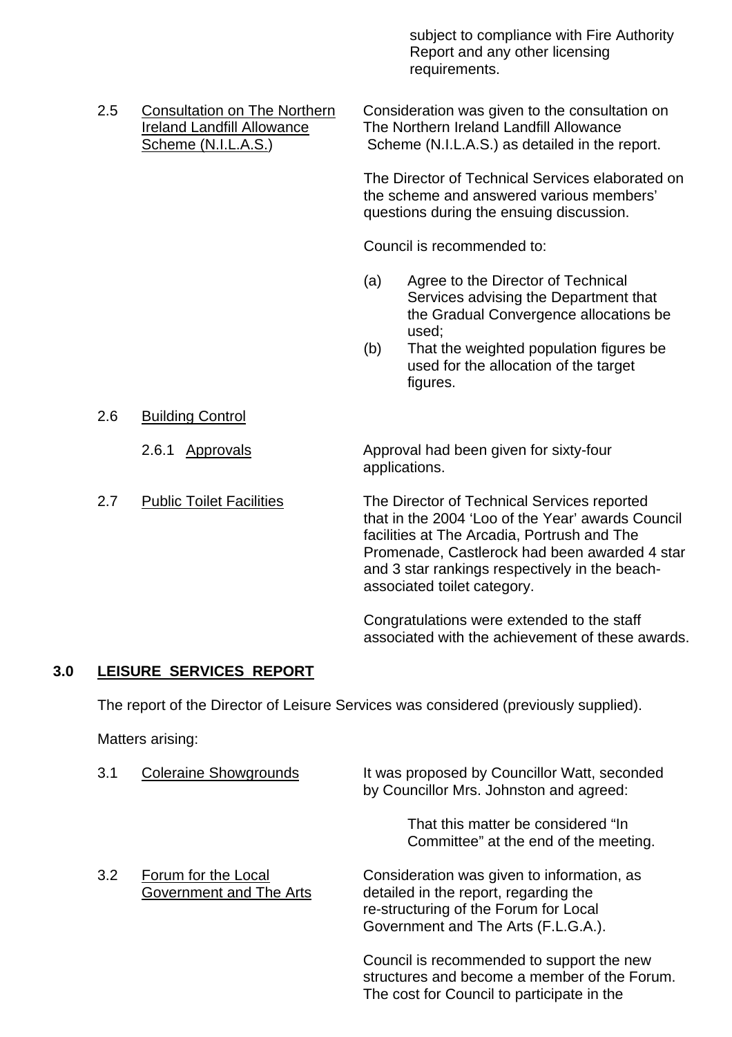subject to compliance with Fire Authority Report and any other licensing requirements.

2.5 Consultation on The Northern Ireland Landfill Allowance Scheme (N.I.L.A.S.)

Consideration was given to the consultation on The Northern Ireland Landfill Allowance Scheme (N.I.L.A.S.) as detailed in the report.

The Director of Technical Services elaborated on the scheme and answered various members' questions during the ensuing discussion.

Council is recommended to:

(a) Agree to the Director of Technical Services advising the Department that the Gradual Convergence allocations be used;
(b) That the weighted population figures be used for the allocation of the target figures.

2.6 Building Control

2.6.1 Approvals

Approval had been given for sixty-four applications.

2.7 Public Toilet Facilities

The Director of Technical Services reported that in the 2004 'Loo of the Year' awards Council facilities at The Arcadia, Portrush and The Promenade, Castlerock had been awarded 4 star and 3 star rankings respectively in the beach-associated toilet category.

Congratulations were extended to the staff associated with the achievement of these awards.

## 3.0 LEISURE SERVICES REPORT

The report of the Director of Leisure Services was considered (previously supplied).

Matters arising:

3.1 Coleraine Showgrounds

It was proposed by Councillor Watt, seconded by Councillor Mrs. Johnston and agreed:

> That this matter be considered "In Committee" at the end of the meeting.

3.2 Forum for the Local Government and The Arts

Consideration was given to information, as detailed in the report, regarding the re-structuring of the Forum for Local Government and The Arts (F.L.G.A.).

Council is recommended to support the new structures and become a member of the Forum. The cost for Council to participate in the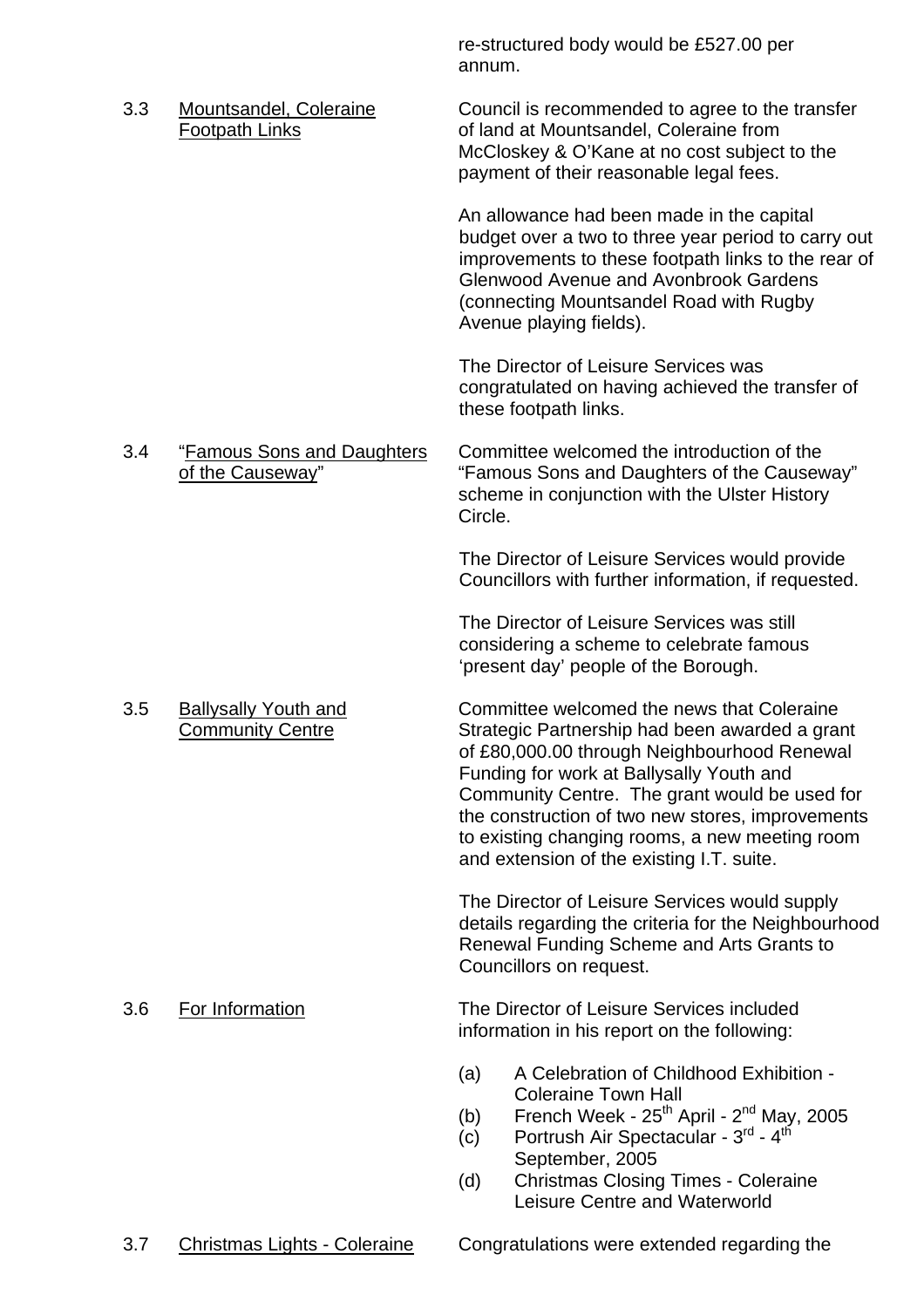re-structured body would be £527.00 per annum.

3.3 Mountsandel, Coleraine Footpath Links

Council is recommended to agree to the transfer of land at Mountsandel, Coleraine from McCloskey & O'Kane at no cost subject to the payment of their reasonable legal fees.

An allowance had been made in the capital budget over a two to three year period to carry out improvements to these footpath links to the rear of Glenwood Avenue and Avonbrook Gardens (connecting Mountsandel Road with Rugby Avenue playing fields).

The Director of Leisure Services was congratulated on having achieved the transfer of these footpath links.

3.4 "Famous Sons and Daughters of the Causeway"

Committee welcomed the introduction of the "Famous Sons and Daughters of the Causeway" scheme in conjunction with the Ulster History Circle.

The Director of Leisure Services would provide Councillors with further information, if requested.

The Director of Leisure Services was still considering a scheme to celebrate famous 'present day' people of the Borough.

3.5 Ballysally Youth and Community Centre

Committee welcomed the news that Coleraine Strategic Partnership had been awarded a grant of £80,000.00 through Neighbourhood Renewal Funding for work at Ballysally Youth and Community Centre. The grant would be used for the construction of two new stores, improvements to existing changing rooms, a new meeting room and extension of the existing I.T. suite.

The Director of Leisure Services would supply details regarding the criteria for the Neighbourhood Renewal Funding Scheme and Arts Grants to Councillors on request.

3.6 For Information

The Director of Leisure Services included information in his report on the following:

(a) A Celebration of Childhood Exhibition - Coleraine Town Hall
(b) French Week - 25th April - 2nd May, 2005
(c) Portrush Air Spectacular - 3rd - 4th September, 2005
(d) Christmas Closing Times - Coleraine Leisure Centre and Waterworld

3.7 Christmas Lights - Coleraine

Congratulations were extended regarding the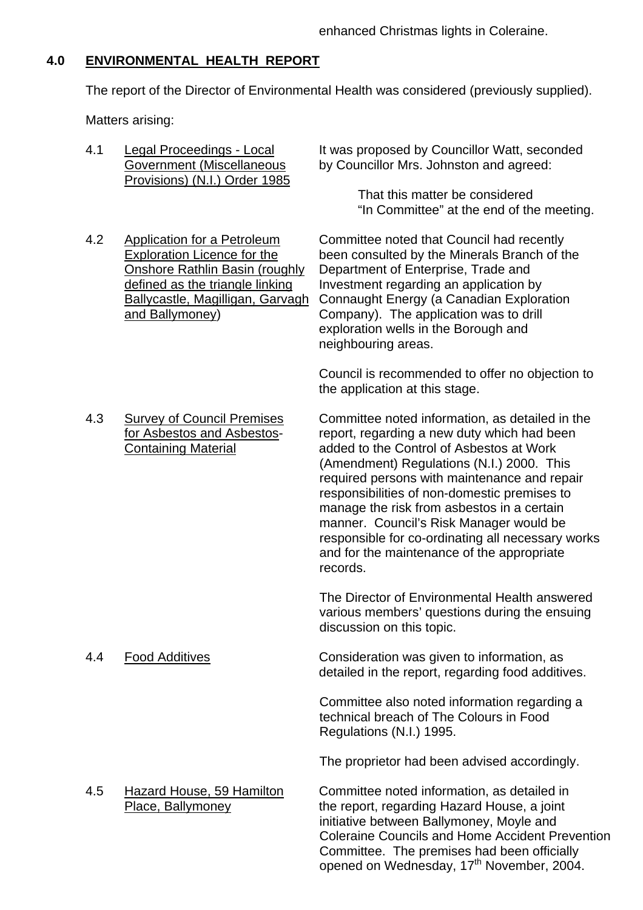enhanced Christmas lights in Coleraine.

## 4.0 ENVIRONMENTAL HEALTH REPORT

The report of the Director of Environmental Health was considered (previously supplied).

Matters arising:

4.1 Legal Proceedings - Local Government (Miscellaneous Provisions) (N.I.) Order 1985

It was proposed by Councillor Watt, seconded by Councillor Mrs. Johnston and agreed:

> That this matter be considered "In Committee" at the end of the meeting.

4.2 Application for a Petroleum Exploration Licence for the Onshore Rathlin Basin (roughly defined as the triangle linking Ballycastle, Magilligan, Garvagh and Ballymoney)

Committee noted that Council had recently been consulted by the Minerals Branch of the Department of Enterprise, Trade and Investment regarding an application by Connaught Energy (a Canadian Exploration Company). The application was to drill exploration wells in the Borough and neighbouring areas.

Council is recommended to offer no objection to the application at this stage.

4.3 Survey of Council Premises for Asbestos and Asbestos-Containing Material

Committee noted information, as detailed in the report, regarding a new duty which had been added to the Control of Asbestos at Work (Amendment) Regulations (N.I.) 2000. This required persons with maintenance and repair responsibilities of non-domestic premises to manage the risk from asbestos in a certain manner. Council's Risk Manager would be responsible for co-ordinating all necessary works and for the maintenance of the appropriate records.

The Director of Environmental Health answered various members' questions during the ensuing discussion on this topic.

4.4 Food Additives

Consideration was given to information, as detailed in the report, regarding food additives.

Committee also noted information regarding a technical breach of The Colours in Food Regulations (N.I.) 1995.

The proprietor had been advised accordingly.

4.5 Hazard House, 59 Hamilton Place, Ballymoney

Committee noted information, as detailed in the report, regarding Hazard House, a joint initiative between Ballymoney, Moyle and Coleraine Councils and Home Accident Prevention Committee. The premises had been officially opened on Wednesday, 17th November, 2004.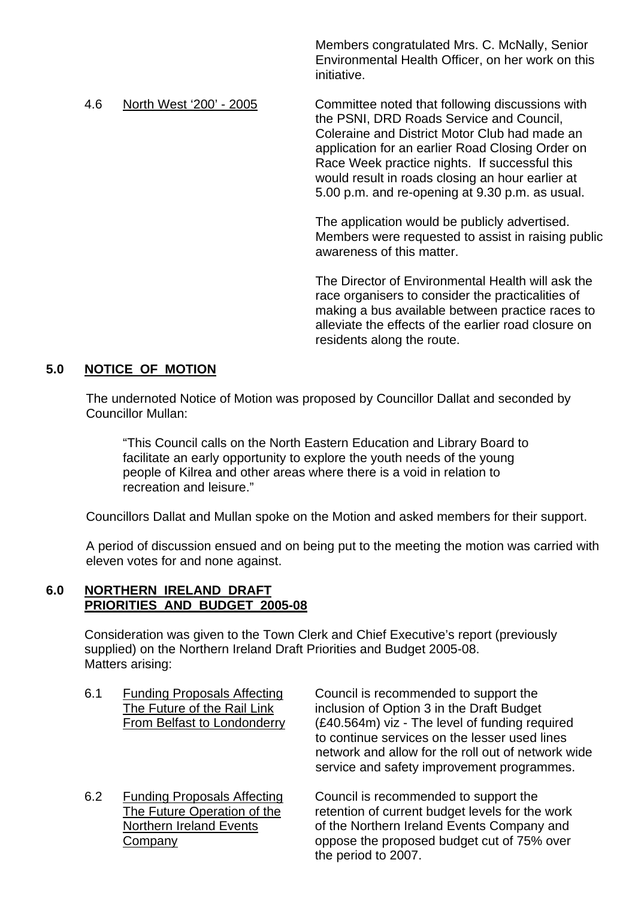Members congratulated Mrs. C. McNally, Senior Environmental Health Officer, on her work on this initiative.

4.6 North West '200' - 2005

Committee noted that following discussions with the PSNI, DRD Roads Service and Council, Coleraine and District Motor Club had made an application for an earlier Road Closing Order on Race Week practice nights. If successful this would result in roads closing an hour earlier at 5.00 p.m. and re-opening at 9.30 p.m. as usual.

The application would be publicly advertised. Members were requested to assist in raising public awareness of this matter.

The Director of Environmental Health will ask the race organisers to consider the practicalities of making a bus available between practice races to alleviate the effects of the earlier road closure on residents along the route.

## 5.0 NOTICE OF MOTION

The undernoted Notice of Motion was proposed by Councillor Dallat and seconded by Councillor Mullan:

> "This Council calls on the North Eastern Education and Library Board to facilitate an early opportunity to explore the youth needs of the young people of Kilrea and other areas where there is a void in relation to recreation and leisure."

Councillors Dallat and Mullan spoke on the Motion and asked members for their support.

A period of discussion ensued and on being put to the meeting the motion was carried with eleven votes for and none against.

## 6.0 NORTHERN IRELAND DRAFT PRIORITIES AND BUDGET 2005-08

Consideration was given to the Town Clerk and Chief Executive's report (previously supplied) on the Northern Ireland Draft Priorities and Budget 2005-08.
Matters arising:

6.1 Funding Proposals Affecting The Future of the Rail Link From Belfast to Londonderry

Council is recommended to support the inclusion of Option 3 in the Draft Budget (£40.564m) viz - The level of funding required to continue services on the lesser used lines network and allow for the roll out of network wide service and safety improvement programmes.

6.2 Funding Proposals Affecting The Future Operation of the Northern Ireland Events Company

Council is recommended to support the retention of current budget levels for the work of the Northern Ireland Events Company and oppose the proposed budget cut of 75% over the period to 2007.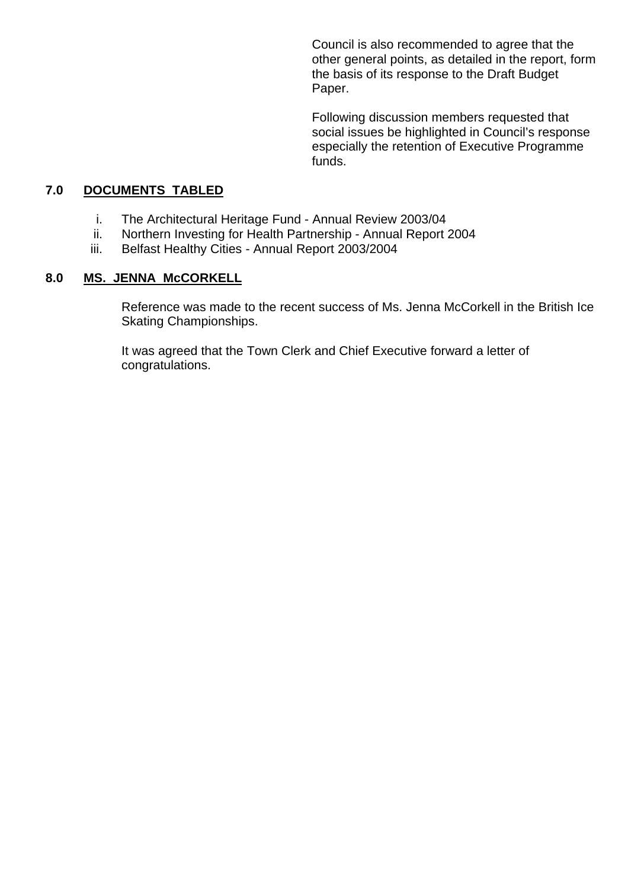Council is also recommended to agree that the other general points, as detailed in the report, form the basis of its response to the Draft Budget Paper.

Following discussion members requested that social issues be highlighted in Council's response especially the retention of Executive Programme funds.

## 7.0 DOCUMENTS TABLED

i. The Architectural Heritage Fund - Annual Review 2003/04
ii. Northern Investing for Health Partnership - Annual Report 2004
iii. Belfast Healthy Cities - Annual Report 2003/2004

## 8.0 MS. JENNA McCORKELL

Reference was made to the recent success of Ms. Jenna McCorkell in the British Ice Skating Championships.

It was agreed that the Town Clerk and Chief Executive forward a letter of congratulations.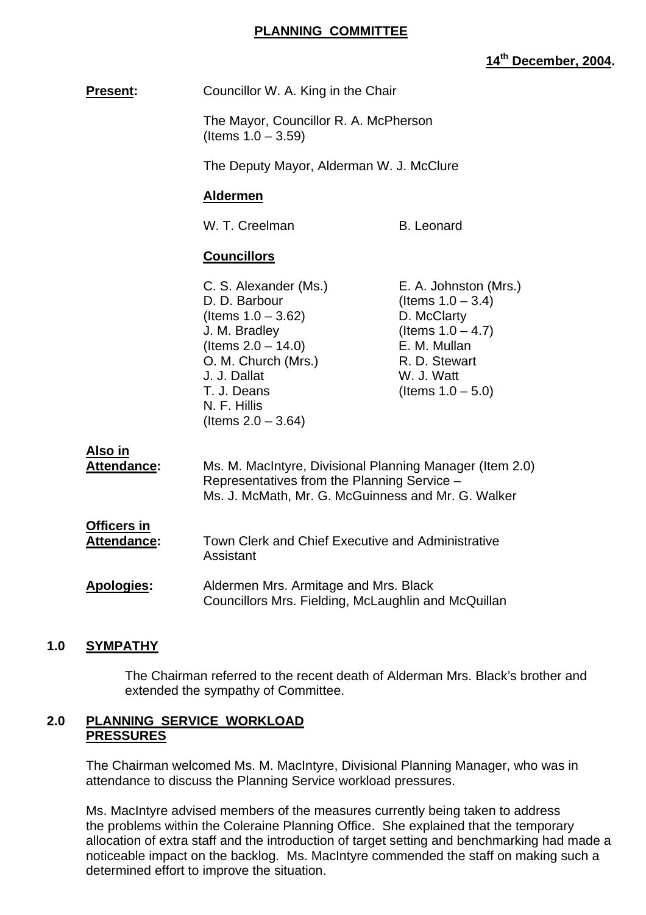# PLANNING COMMITTEE

**14th December, 2004.**

**Present:** Councillor W. A. King in the Chair

The Mayor, Councillor R. A. McPherson (Items 1.0 – 3.59)

The Deputy Mayor, Alderman W. J. McClure

**Aldermen**

W. T. Creelman
B. Leonard

**Councillors**

C. S. Alexander (Ms.)
D. D. Barbour (Items 1.0 – 3.62)
J. M. Bradley (Items 2.0 – 14.0)
O. M. Church (Mrs.)
J. J. Dallat
T. J. Deans
N. F. Hillis (Items 2.0 – 3.64)
E. A. Johnston (Mrs.) (Items 1.0 – 3.4)
D. McClarty (Items 1.0 – 4.7)
E. M. Mullan
R. D. Stewart
W. J. Watt (Items 1.0 – 5.0)

**Also in Attendance:** Ms. M. MacIntyre, Divisional Planning Manager (Item 2.0)
Representatives from the Planning Service – Ms. J. McMath, Mr. G. McGuinness and Mr. G. Walker

**Officers in Attendance:** Town Clerk and Chief Executive and Administrative Assistant

**Apologies:** Aldermen Mrs. Armitage and Mrs. Black
Councillors Mrs. Fielding, McLaughlin and McQuillan

## 1.0 SYMPATHY

The Chairman referred to the recent death of Alderman Mrs. Black's brother and extended the sympathy of Committee.

## 2.0 PLANNING SERVICE WORKLOAD PRESSURES

The Chairman welcomed Ms. M. MacIntyre, Divisional Planning Manager, who was in attendance to discuss the Planning Service workload pressures.

Ms. MacIntyre advised members of the measures currently being taken to address the problems within the Coleraine Planning Office. She explained that the temporary allocation of extra staff and the introduction of target setting and benchmarking had made a noticeable impact on the backlog. Ms. MacIntyre commended the staff on making such a determined effort to improve the situation.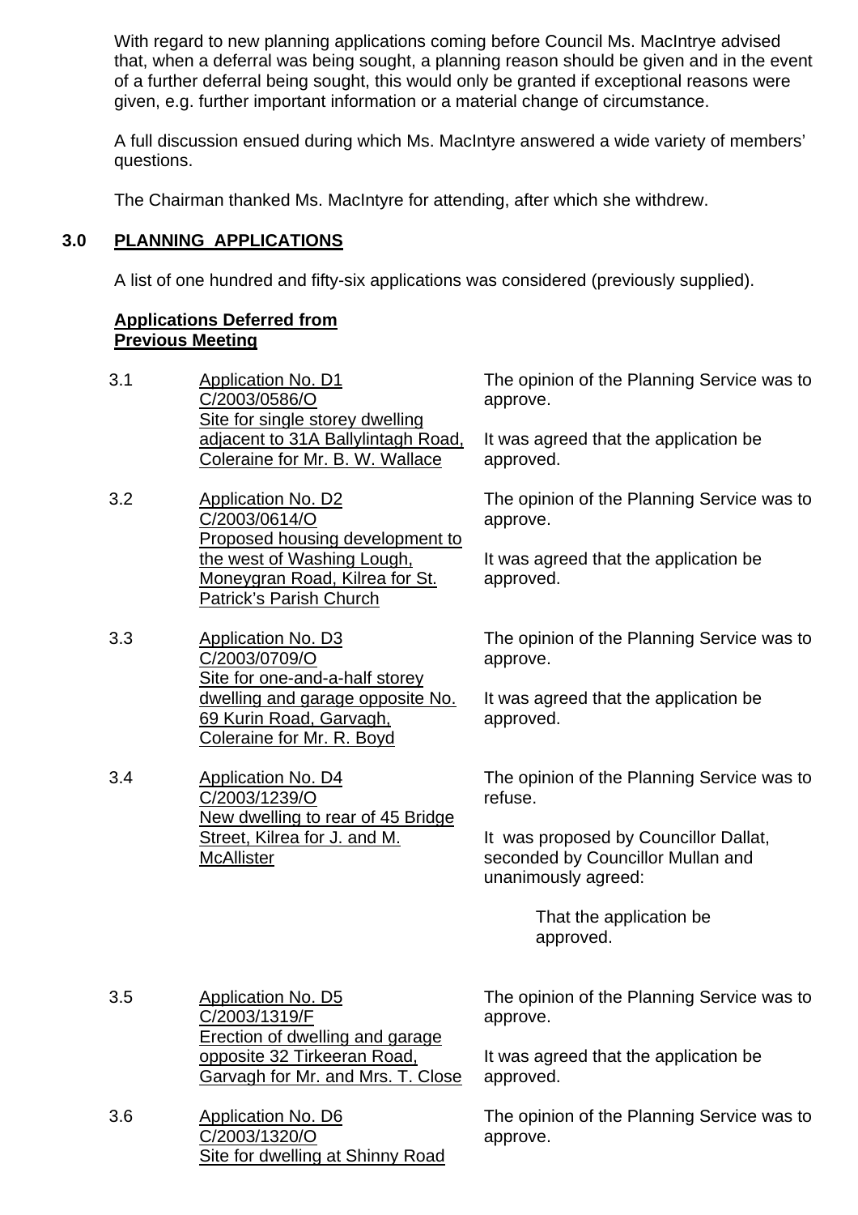With regard to new planning applications coming before Council Ms. MacIntrye advised that, when a deferral was being sought, a planning reason should be given and in the event of a further deferral being sought, this would only be granted if exceptional reasons were given, e.g. further important information or a material change of circumstance.

A full discussion ensued during which Ms. MacIntyre answered a wide variety of members' questions.

The Chairman thanked Ms. MacIntyre for attending, after which she withdrew.

## 3.0 PLANNING APPLICATIONS

A list of one hundred and fifty-six applications was considered (previously supplied).

**Applications Deferred from Previous Meeting**

3.1 Application No. D1
C/2003/0586/O
Site for single storey dwelling adjacent to 31A Ballylintagh Road, Coleraine for Mr. B. W. Wallace

The opinion of the Planning Service was to approve.

It was agreed that the application be approved.

3.2 Application No. D2
C/2003/0614/O
Proposed housing development to the west of Washing Lough, Moneygran Road, Kilrea for St. Patrick's Parish Church

The opinion of the Planning Service was to approve.

It was agreed that the application be approved.

3.3 Application No. D3
C/2003/0709/O
Site for one-and-a-half storey dwelling and garage opposite No. 69 Kurin Road, Garvagh, Coleraine for Mr. R. Boyd

The opinion of the Planning Service was to approve.

It was agreed that the application be approved.

3.4 Application No. D4
C/2003/1239/O
New dwelling to rear of 45 Bridge Street, Kilrea for J. and M. McAllister

The opinion of the Planning Service was to refuse.

It was proposed by Councillor Dallat, seconded by Councillor Mullan and unanimously agreed:

That the application be approved.

3.5 Application No. D5
C/2003/1319/F
Erection of dwelling and garage opposite 32 Tirkeeran Road, Garvagh for Mr. and Mrs. T. Close

The opinion of the Planning Service was to approve.

It was agreed that the application be approved.

3.6 Application No. D6
C/2003/1320/O
Site for dwelling at Shinny Road

The opinion of the Planning Service was to approve.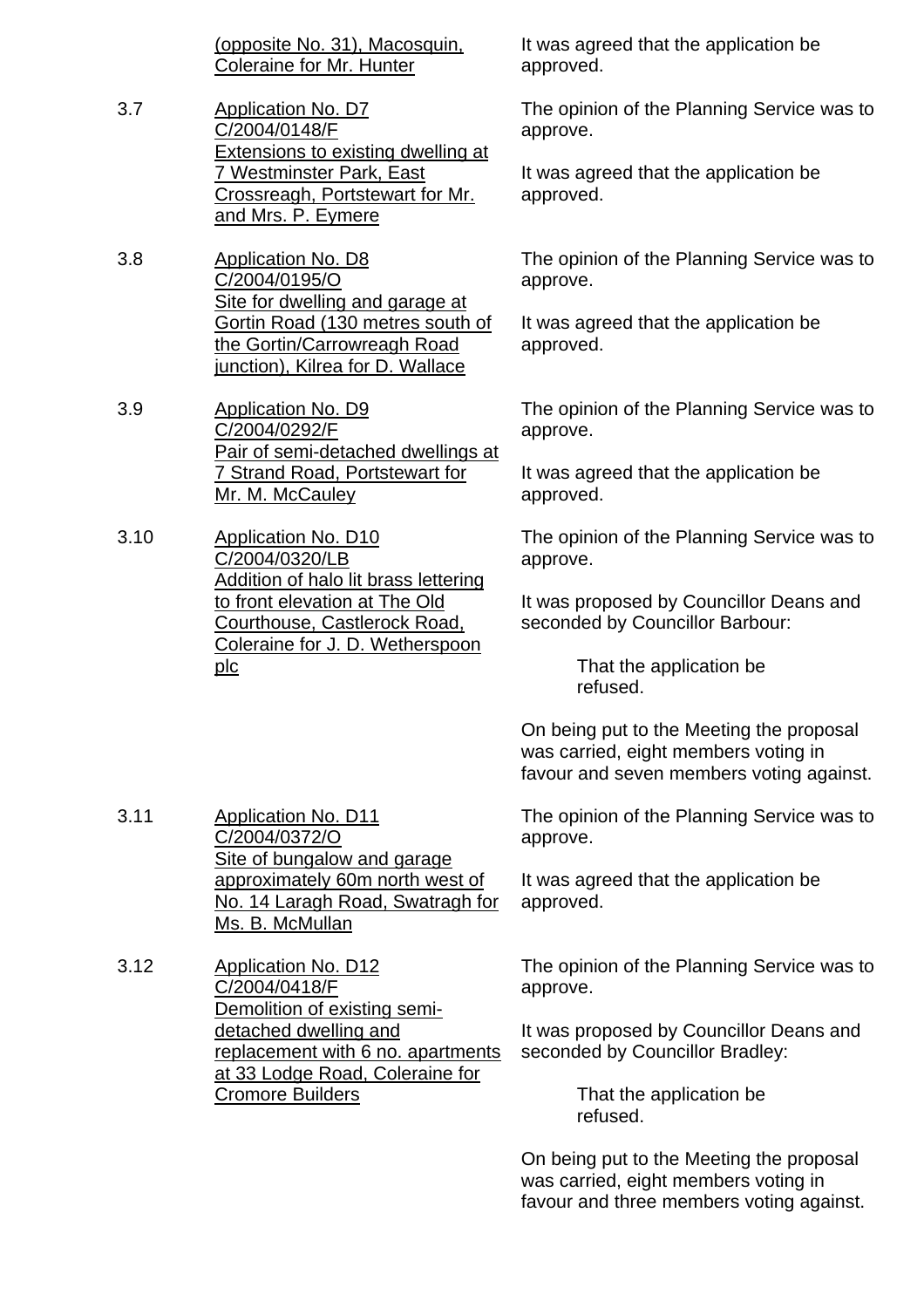(opposite No. 31), Macosquin, Coleraine for Mr. Hunter

It was agreed that the application be approved.

3.7 Application No. D7 C/2004/0148/F Extensions to existing dwelling at 7 Westminster Park, East Crossreagh, Portstewart for Mr. and Mrs. P. Eymere

The opinion of the Planning Service was to approve.

It was agreed that the application be approved.

3.8 Application No. D8 C/2004/0195/O Site for dwelling and garage at Gortin Road (130 metres south of the Gortin/Carrowreagh Road junction), Kilrea for D. Wallace

The opinion of the Planning Service was to approve.

It was agreed that the application be approved.

3.9 Application No. D9 C/2004/0292/F Pair of semi-detached dwellings at 7 Strand Road, Portstewart for Mr. M. McCauley

The opinion of the Planning Service was to approve.

It was agreed that the application be approved.

3.10 Application No. D10 C/2004/0320/LB Addition of halo lit brass lettering to front elevation at The Old Courthouse, Castlerock Road, Coleraine for J. D. Wetherspoon plc

The opinion of the Planning Service was to approve.

It was proposed by Councillor Deans and seconded by Councillor Barbour:

> That the application be refused.

On being put to the Meeting the proposal was carried, eight members voting in favour and seven members voting against.

3.11 Application No. D11 C/2004/0372/O Site of bungalow and garage approximately 60m north west of No. 14 Laragh Road, Swatragh for Ms. B. McMullan

The opinion of the Planning Service was to approve.

It was agreed that the application be approved.

3.12 Application No. D12 C/2004/0418/F Demolition of existing semi-detached dwelling and replacement with 6 no. apartments at 33 Lodge Road, Coleraine for Cromore Builders

The opinion of the Planning Service was to approve.

It was proposed by Councillor Deans and seconded by Councillor Bradley:

> That the application be refused.

On being put to the Meeting the proposal was carried, eight members voting in favour and three members voting against.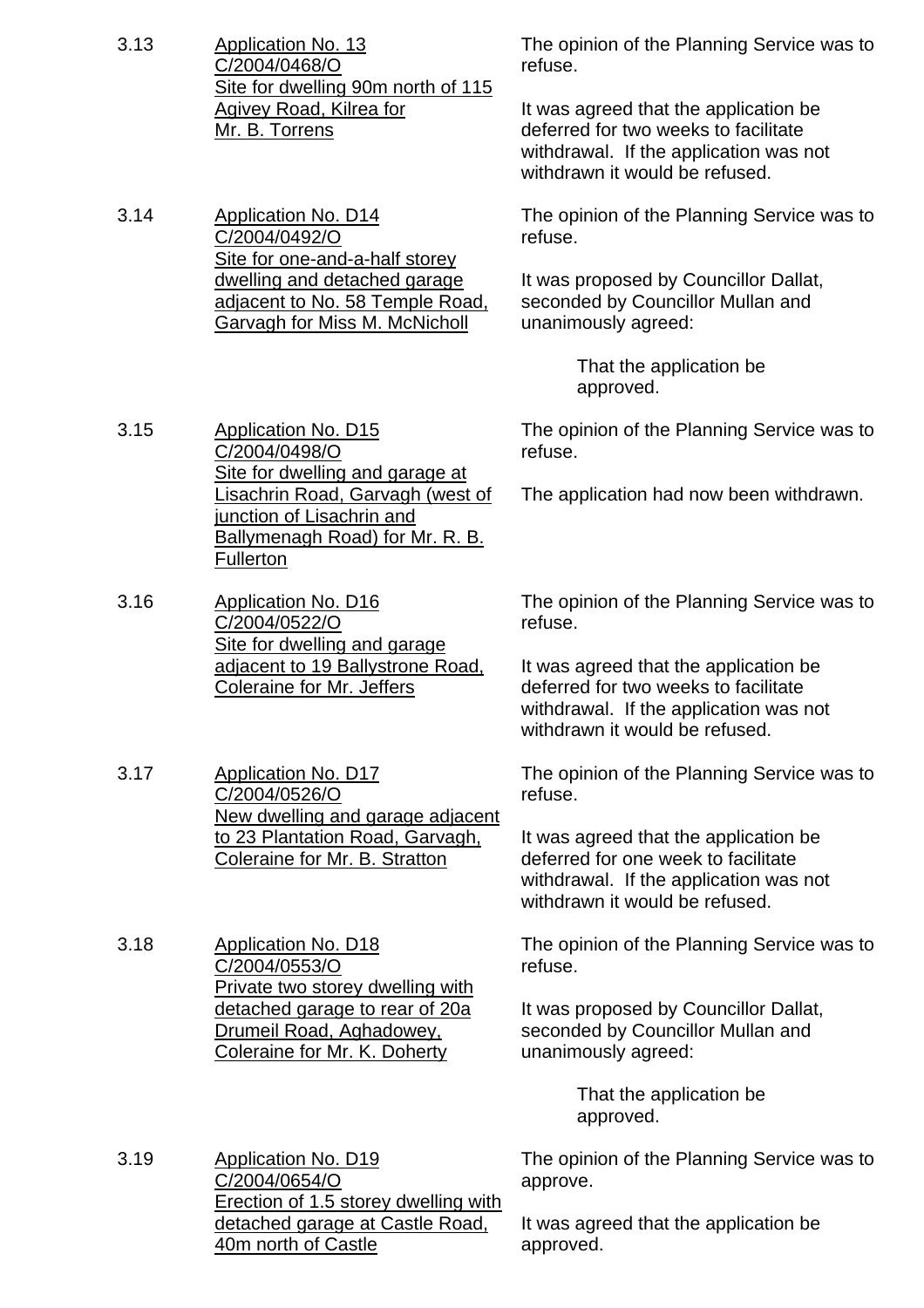3.13 <u>Application No. 13 C/2004/0468/O Site for dwelling 90m north of 115 Agivey Road, Kilrea for Mr. B. Torrens</u>

The opinion of the Planning Service was to refuse.

It was agreed that the application be deferred for two weeks to facilitate withdrawal. If the application was not withdrawn it would be refused.

3.14 <u>Application No. D14 C/2004/0492/O Site for one-and-a-half storey dwelling and detached garage adjacent to No. 58 Temple Road, Garvagh for Miss M. McNicholl</u>

The opinion of the Planning Service was to refuse.

It was proposed by Councillor Dallat, seconded by Councillor Mullan and unanimously agreed:

> That the application be approved.

3.15 <u>Application No. D15 C/2004/0498/O Site for dwelling and garage at Lisachrin Road, Garvagh (west of junction of Lisachrin and Ballymenagh Road) for Mr. R. B. Fullerton</u>

The opinion of the Planning Service was to refuse.

The application had now been withdrawn.

3.16 <u>Application No. D16 C/2004/0522/O Site for dwelling and garage adjacent to 19 Ballystrone Road, Coleraine for Mr. Jeffers</u>

The opinion of the Planning Service was to refuse.

It was agreed that the application be deferred for two weeks to facilitate withdrawal. If the application was not withdrawn it would be refused.

3.17 <u>Application No. D17 C/2004/0526/O New dwelling and garage adjacent to 23 Plantation Road, Garvagh, Coleraine for Mr. B. Stratton</u>

The opinion of the Planning Service was to refuse.

It was agreed that the application be deferred for one week to facilitate withdrawal. If the application was not withdrawn it would be refused.

3.18 <u>Application No. D18 C/2004/0553/O Private two storey dwelling with detached garage to rear of 20a Drumeil Road, Aghadowey, Coleraine for Mr. K. Doherty</u>

The opinion of the Planning Service was to refuse.

It was proposed by Councillor Dallat, seconded by Councillor Mullan and unanimously agreed:

> That the application be approved.

3.19 <u>Application No. D19 C/2004/0654/O Erection of 1.5 storey dwelling with detached garage at Castle Road, 40m north of Castle</u>

The opinion of the Planning Service was to approve.

It was agreed that the application be approved.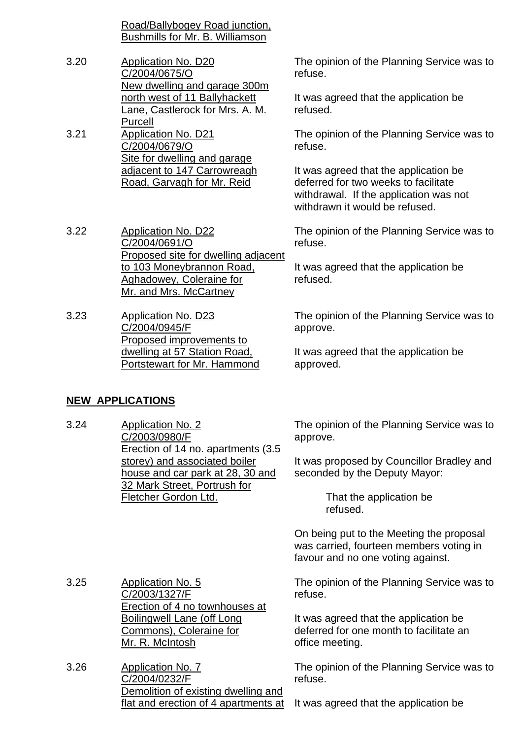Road/Ballybogey Road junction, Bushmills for Mr. B. Williamson

| | | |
|---|---|---|
| 3.20 | Application No. D20<br>C/2004/0675/O<br>New dwelling and garage 300m north west of 11 Ballyhackett Lane, Castlerock for Mrs. A. M. Purcell | The opinion of the Planning Service was to refuse.<br><br>It was agreed that the application be refused. |
| 3.21 | Application No. D21<br>C/2004/0679/O<br>Site for dwelling and garage adjacent to 147 Carrowreagh Road, Garvagh for Mr. Reid | The opinion of the Planning Service was to refuse.<br><br>It was agreed that the application be deferred for two weeks to facilitate withdrawal. If the application was not withdrawn it would be refused. |
| 3.22 | Application No. D22<br>C/2004/0691/O<br>Proposed site for dwelling adjacent to 103 Moneybrannon Road, Aghadowey, Coleraine for Mr. and Mrs. McCartney | The opinion of the Planning Service was to refuse.<br><br>It was agreed that the application be refused. |
| 3.23 | Application No. D23<br>C/2004/0945/F<br>Proposed improvements to dwelling at 57 Station Road, Portstewart for Mr. Hammond | The opinion of the Planning Service was to approve.<br><br>It was agreed that the application be approved. |

**NEW APPLICATIONS**

| | | |
|---|---|---|
| 3.24 | Application No. 2<br>C/2003/0980/F<br>Erection of 14 no. apartments (3.5 storey) and associated boiler house and car park at 28, 30 and 32 Mark Street, Portrush for Fletcher Gordon Ltd. | The opinion of the Planning Service was to approve.<br><br>It was proposed by Councillor Bradley and seconded by the Deputy Mayor:<br><br>That the application be refused.<br><br>On being put to the Meeting the proposal was carried, fourteen members voting in favour and no one voting against. |
| 3.25 | Application No. 5<br>C/2003/1327/F<br>Erection of 4 no townhouses at Boilingwell Lane (off Long Commons), Coleraine for Mr. R. McIntosh | The opinion of the Planning Service was to refuse.<br><br>It was agreed that the application be deferred for one month to facilitate an office meeting. |
| 3.26 | Application No. 7<br>C/2004/0232/F<br>Demolition of existing dwelling and flat and erection of 4 apartments at | The opinion of the Planning Service was to refuse.<br><br>It was agreed that the application be |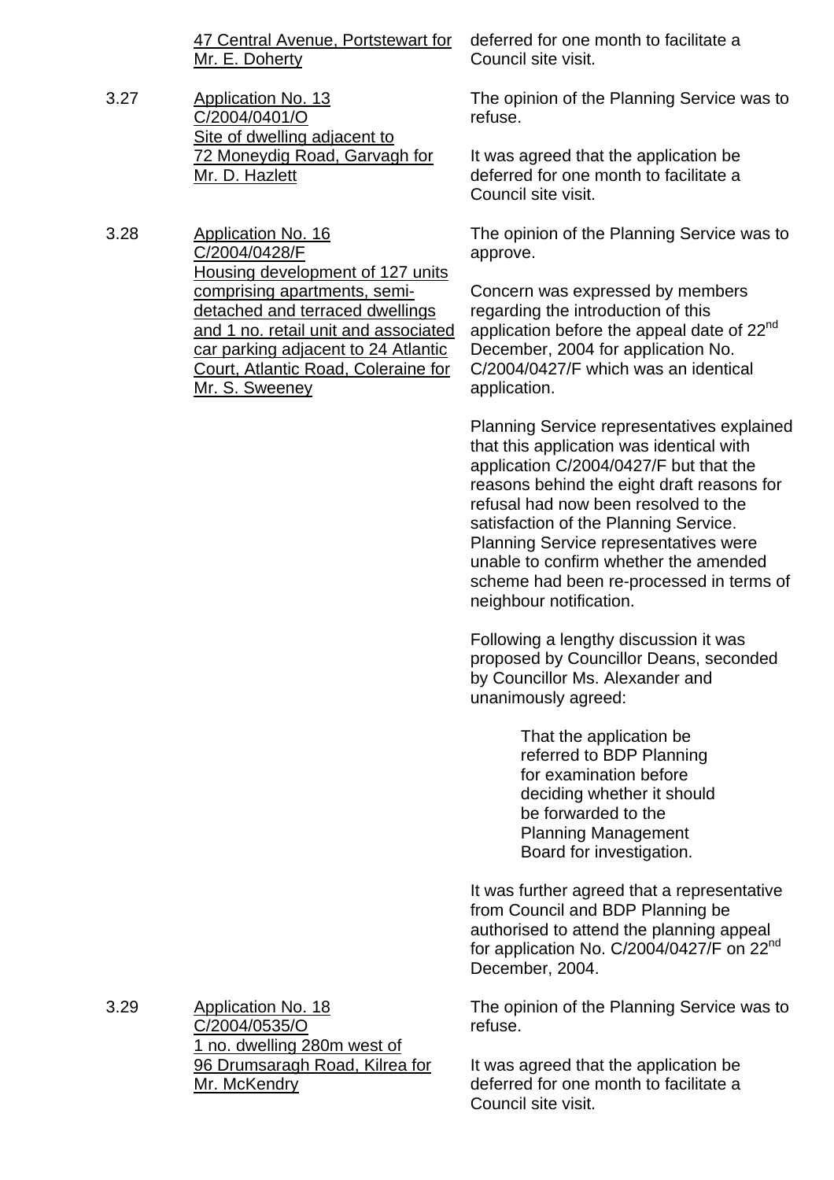47 Central Avenue, Portstewart for Mr. E. Doherty

deferred for one month to facilitate a Council site visit.

3.27 Application No. 13
C/2004/0401/O
Site of dwelling adjacent to 72 Moneydig Road, Garvagh for Mr. D. Hazlett

The opinion of the Planning Service was to refuse.

It was agreed that the application be deferred for one month to facilitate a Council site visit.

3.28 Application No. 16
C/2004/0428/F
Housing development of 127 units comprising apartments, semi-detached and terraced dwellings and 1 no. retail unit and associated car parking adjacent to 24 Atlantic Court, Atlantic Road, Coleraine for Mr. S. Sweeney

The opinion of the Planning Service was to approve.

Concern was expressed by members regarding the introduction of this application before the appeal date of 22nd December, 2004 for application No. C/2004/0427/F which was an identical application.

Planning Service representatives explained that this application was identical with application C/2004/0427/F but that the reasons behind the eight draft reasons for refusal had now been resolved to the satisfaction of the Planning Service. Planning Service representatives were unable to confirm whether the amended scheme had been re-processed in terms of neighbour notification.

Following a lengthy discussion it was proposed by Councillor Deans, seconded by Councillor Ms. Alexander and unanimously agreed:

> That the application be referred to BDP Planning for examination before deciding whether it should be forwarded to the Planning Management Board for investigation.

It was further agreed that a representative from Council and BDP Planning be authorised to attend the planning appeal for application No. C/2004/0427/F on 22nd December, 2004.

3.29 Application No. 18
C/2004/0535/O
1 no. dwelling 280m west of 96 Drumsaragh Road, Kilrea for Mr. McKendry

The opinion of the Planning Service was to refuse.

It was agreed that the application be deferred for one month to facilitate a Council site visit.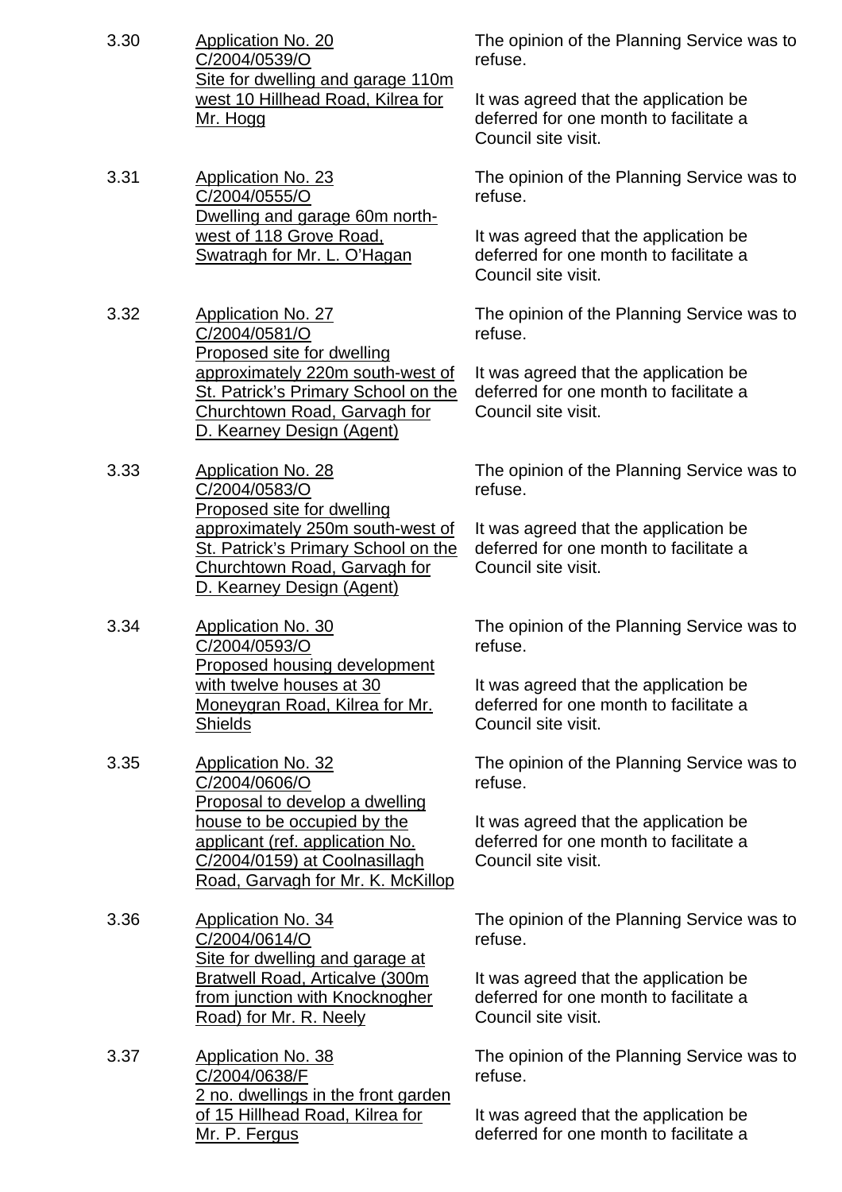3.30 <u>Application No. 20 C/2004/0539/O Site for dwelling and garage 110m west 10 Hillhead Road, Kilrea for Mr. Hogg</u>

The opinion of the Planning Service was to refuse.

It was agreed that the application be deferred for one month to facilitate a Council site visit.

3.31 <u>Application No. 23 C/2004/0555/O Dwelling and garage 60m north-west of 118 Grove Road, Swatragh for Mr. L. O'Hagan</u>

The opinion of the Planning Service was to refuse.

It was agreed that the application be deferred for one month to facilitate a Council site visit.

3.32 <u>Application No. 27 C/2004/0581/O Proposed site for dwelling approximately 220m south-west of St. Patrick's Primary School on the Churchtown Road, Garvagh for D. Kearney Design (Agent)</u>

The opinion of the Planning Service was to refuse.

It was agreed that the application be deferred for one month to facilitate a Council site visit.

3.33 <u>Application No. 28 C/2004/0583/O Proposed site for dwelling approximately 250m south-west of St. Patrick's Primary School on the Churchtown Road, Garvagh for D. Kearney Design (Agent)</u>

The opinion of the Planning Service was to refuse.

It was agreed that the application be deferred for one month to facilitate a Council site visit.

3.34 <u>Application No. 30 C/2004/0593/O Proposed housing development with twelve houses at 30 Moneygran Road, Kilrea for Mr. Shields</u>

The opinion of the Planning Service was to refuse.

It was agreed that the application be deferred for one month to facilitate a Council site visit.

3.35 <u>Application No. 32 C/2004/0606/O Proposal to develop a dwelling house to be occupied by the applicant (ref. application No. C/2004/0159) at Coolnasillagh Road, Garvagh for Mr. K. McKillop</u>

The opinion of the Planning Service was to refuse.

It was agreed that the application be deferred for one month to facilitate a Council site visit.

3.36 <u>Application No. 34 C/2004/0614/O Site for dwelling and garage at Bratwell Road, Articalve (300m from junction with Knocknogher Road) for Mr. R. Neely</u>

The opinion of the Planning Service was to refuse.

It was agreed that the application be deferred for one month to facilitate a Council site visit.

3.37 <u>Application No. 38 C/2004/0638/F 2 no. dwellings in the front garden of 15 Hillhead Road, Kilrea for Mr. P. Fergus</u>

The opinion of the Planning Service was to refuse.

It was agreed that the application be deferred for one month to facilitate a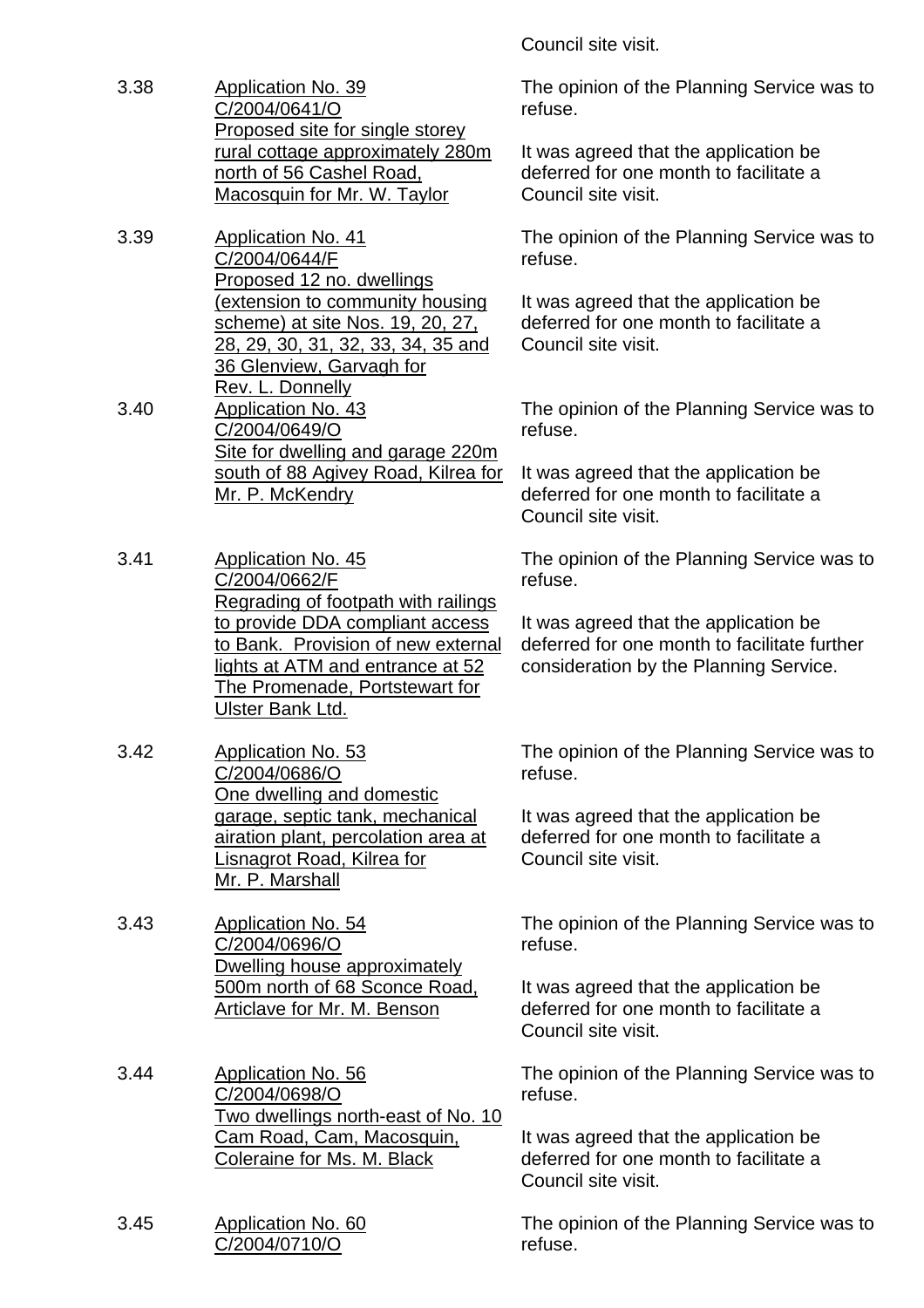Council site visit.

| | | |
|---|---|---|
| 3.38 | <u>Application No. 39<br>C/2004/0641/O<br>Proposed site for single storey rural cottage approximately 280m north of 56 Cashel Road, Macosquin for Mr. W. Taylor</u> | The opinion of the Planning Service was to refuse.<br><br>It was agreed that the application be deferred for one month to facilitate a Council site visit. |
| 3.39 | <u>Application No. 41<br>C/2004/0644/F<br>Proposed 12 no. dwellings (extension to community housing scheme) at site Nos. 19, 20, 27, 28, 29, 30, 31, 32, 33, 34, 35 and 36 Glenview, Garvagh for Rev. L. Donnelly</u> | The opinion of the Planning Service was to refuse.<br><br>It was agreed that the application be deferred for one month to facilitate a Council site visit. |
| 3.40 | <u>Application No. 43<br>C/2004/0649/O<br>Site for dwelling and garage 220m south of 88 Agivey Road, Kilrea for Mr. P. McKendry</u> | The opinion of the Planning Service was to refuse.<br><br>It was agreed that the application be deferred for one month to facilitate a Council site visit. |
| 3.41 | <u>Application No. 45<br>C/2004/0662/F<br>Regrading of footpath with railings to provide DDA compliant access to Bank. Provision of new external lights at ATM and entrance at 52 The Promenade, Portstewart for Ulster Bank Ltd.</u> | The opinion of the Planning Service was to refuse.<br><br>It was agreed that the application be deferred for one month to facilitate further consideration by the Planning Service. |
| 3.42 | <u>Application No. 53<br>C/2004/0686/O<br>One dwelling and domestic garage, septic tank, mechanical airation plant, percolation area at Lisnagrot Road, Kilrea for Mr. P. Marshall</u> | The opinion of the Planning Service was to refuse.<br><br>It was agreed that the application be deferred for one month to facilitate a Council site visit. |
| 3.43 | <u>Application No. 54<br>C/2004/0696/O<br>Dwelling house approximately 500m north of 68 Sconce Road, Articlave for Mr. M. Benson</u> | The opinion of the Planning Service was to refuse.<br><br>It was agreed that the application be deferred for one month to facilitate a Council site visit. |
| 3.44 | <u>Application No. 56<br>C/2004/0698/O<br>Two dwellings north-east of No. 10 Cam Road, Cam, Macosquin, Coleraine for Ms. M. Black</u> | The opinion of the Planning Service was to refuse.<br><br>It was agreed that the application be deferred for one month to facilitate a Council site visit. |
| 3.45 | <u>Application No. 60<br>C/2004/0710/O</u> | The opinion of the Planning Service was to refuse. |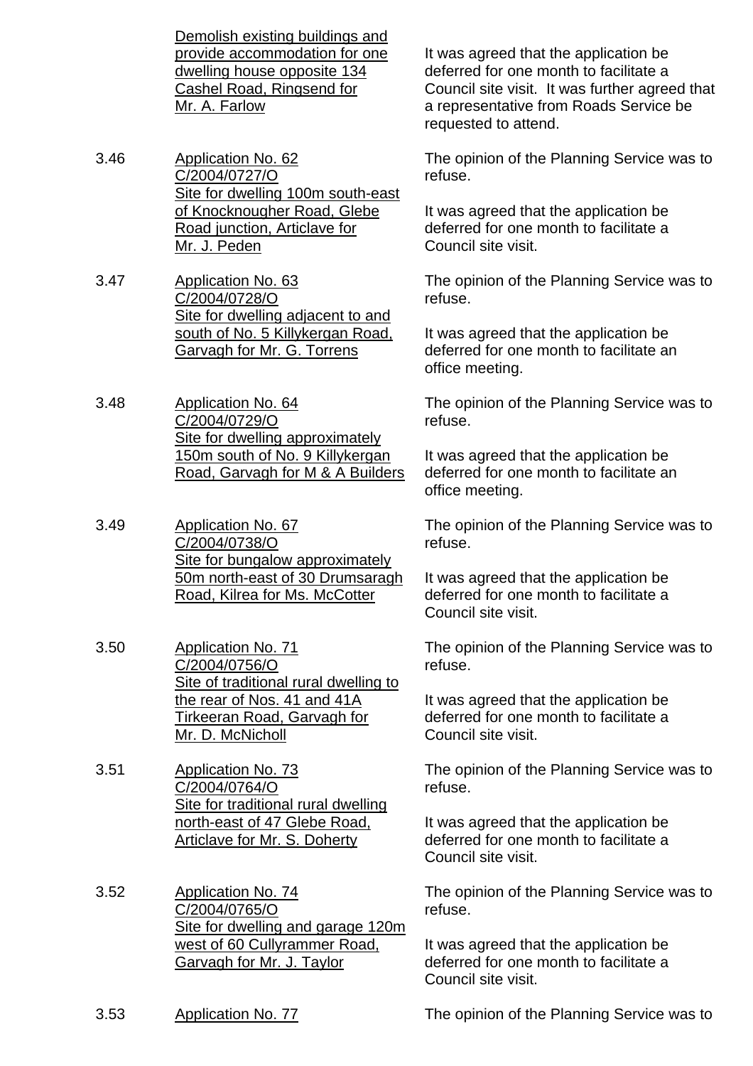| | | |
|---|---|---|
| | <u>Demolish existing buildings and provide accommodation for one dwelling house opposite 134 Cashel Road, Ringsend for Mr. A. Farlow</u> | It was agreed that the application be deferred for one month to facilitate a Council site visit. It was further agreed that a representative from Roads Service be requested to attend. |
| 3.46 | <u>Application No. 62</u><br><u>C/2004/0727/O</u><br><u>Site for dwelling 100m south-east of Knocknougher Road, Glebe Road junction, Articlave for Mr. J. Peden</u> | The opinion of the Planning Service was to refuse.<br><br>It was agreed that the application be deferred for one month to facilitate a Council site visit. |
| 3.47 | <u>Application No. 63</u><br><u>C/2004/0728/O</u><br><u>Site for dwelling adjacent to and south of No. 5 Killykergan Road, Garvagh for Mr. G. Torrens</u> | The opinion of the Planning Service was to refuse.<br><br>It was agreed that the application be deferred for one month to facilitate an office meeting. |
| 3.48 | <u>Application No. 64</u><br><u>C/2004/0729/O</u><br><u>Site for dwelling approximately 150m south of No. 9 Killykergan Road, Garvagh for M & A Builders</u> | The opinion of the Planning Service was to refuse.<br><br>It was agreed that the application be deferred for one month to facilitate an office meeting. |
| 3.49 | <u>Application No. 67</u><br><u>C/2004/0738/O</u><br><u>Site for bungalow approximately 50m north-east of 30 Drumsaragh Road, Kilrea for Ms. McCotter</u> | The opinion of the Planning Service was to refuse.<br><br>It was agreed that the application be deferred for one month to facilitate a Council site visit. |
| 3.50 | <u>Application No. 71</u><br><u>C/2004/0756/O</u><br><u>Site of traditional rural dwelling to the rear of Nos. 41 and 41A Tirkeeran Road, Garvagh for Mr. D. McNicholl</u> | The opinion of the Planning Service was to refuse.<br><br>It was agreed that the application be deferred for one month to facilitate a Council site visit. |
| 3.51 | <u>Application No. 73</u><br><u>C/2004/0764/O</u><br><u>Site for traditional rural dwelling north-east of 47 Glebe Road, Articlave for Mr. S. Doherty</u> | The opinion of the Planning Service was to refuse.<br><br>It was agreed that the application be deferred for one month to facilitate a Council site visit. |
| 3.52 | <u>Application No. 74</u><br><u>C/2004/0765/O</u><br><u>Site for dwelling and garage 120m west of 60 Cullyrammer Road, Garvagh for Mr. J. Taylor</u> | The opinion of the Planning Service was to refuse.<br><br>It was agreed that the application be deferred for one month to facilitate a Council site visit. |
| 3.53 | <u>Application No. 77</u> | The opinion of the Planning Service was to |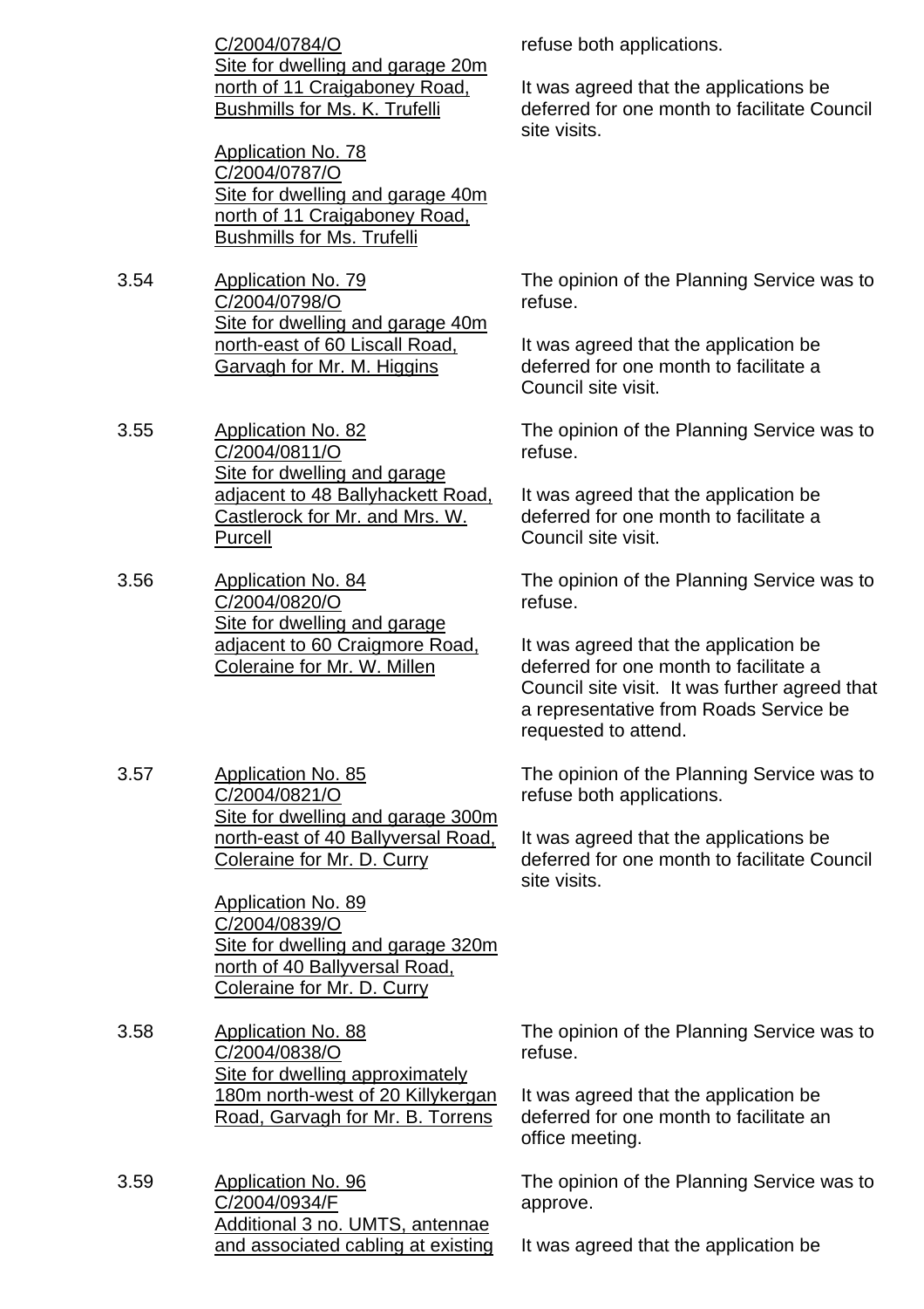| | | |
|---|---|---|
| | C/2004/0784/O<br>Site for dwelling and garage 20m north of 11 Craigaboney Road, Bushmills for Ms. K. Trufelli<br><br>Application No. 78<br>C/2004/0787/O<br>Site for dwelling and garage 40m north of 11 Craigaboney Road, Bushmills for Ms. Trufelli | refuse both applications.<br><br>It was agreed that the applications be deferred for one month to facilitate Council site visits. |
| 3.54 | Application No. 79<br>C/2004/0798/O<br>Site for dwelling and garage 40m north-east of 60 Liscall Road, Garvagh for Mr. M. Higgins | The opinion of the Planning Service was to refuse.<br><br>It was agreed that the application be deferred for one month to facilitate a Council site visit. |
| 3.55 | Application No. 82<br>C/2004/0811/O<br>Site for dwelling and garage adjacent to 48 Ballyhackett Road, Castlerock for Mr. and Mrs. W. Purcell | The opinion of the Planning Service was to refuse.<br><br>It was agreed that the application be deferred for one month to facilitate a Council site visit. |
| 3.56 | Application No. 84<br>C/2004/0820/O<br>Site for dwelling and garage adjacent to 60 Craigmore Road, Coleraine for Mr. W. Millen | The opinion of the Planning Service was to refuse.<br><br>It was agreed that the application be deferred for one month to facilitate a Council site visit. It was further agreed that a representative from Roads Service be requested to attend. |
| 3.57 | Application No. 85<br>C/2004/0821/O<br>Site for dwelling and garage 300m north-east of 40 Ballyversal Road, Coleraine for Mr. D. Curry<br><br>Application No. 89<br>C/2004/0839/O<br>Site for dwelling and garage 320m north of 40 Ballyversal Road, Coleraine for Mr. D. Curry | The opinion of the Planning Service was to refuse both applications.<br><br>It was agreed that the applications be deferred for one month to facilitate Council site visits. |
| 3.58 | Application No. 88<br>C/2004/0838/O<br>Site for dwelling approximately 180m north-west of 20 Killykergan Road, Garvagh for Mr. B. Torrens | The opinion of the Planning Service was to refuse.<br><br>It was agreed that the application be deferred for one month to facilitate an office meeting. |
| 3.59 | Application No. 96<br>C/2004/0934/F<br>Additional 3 no. UMTS, antennae and associated cabling at existing | The opinion of the Planning Service was to approve.<br><br>It was agreed that the application be |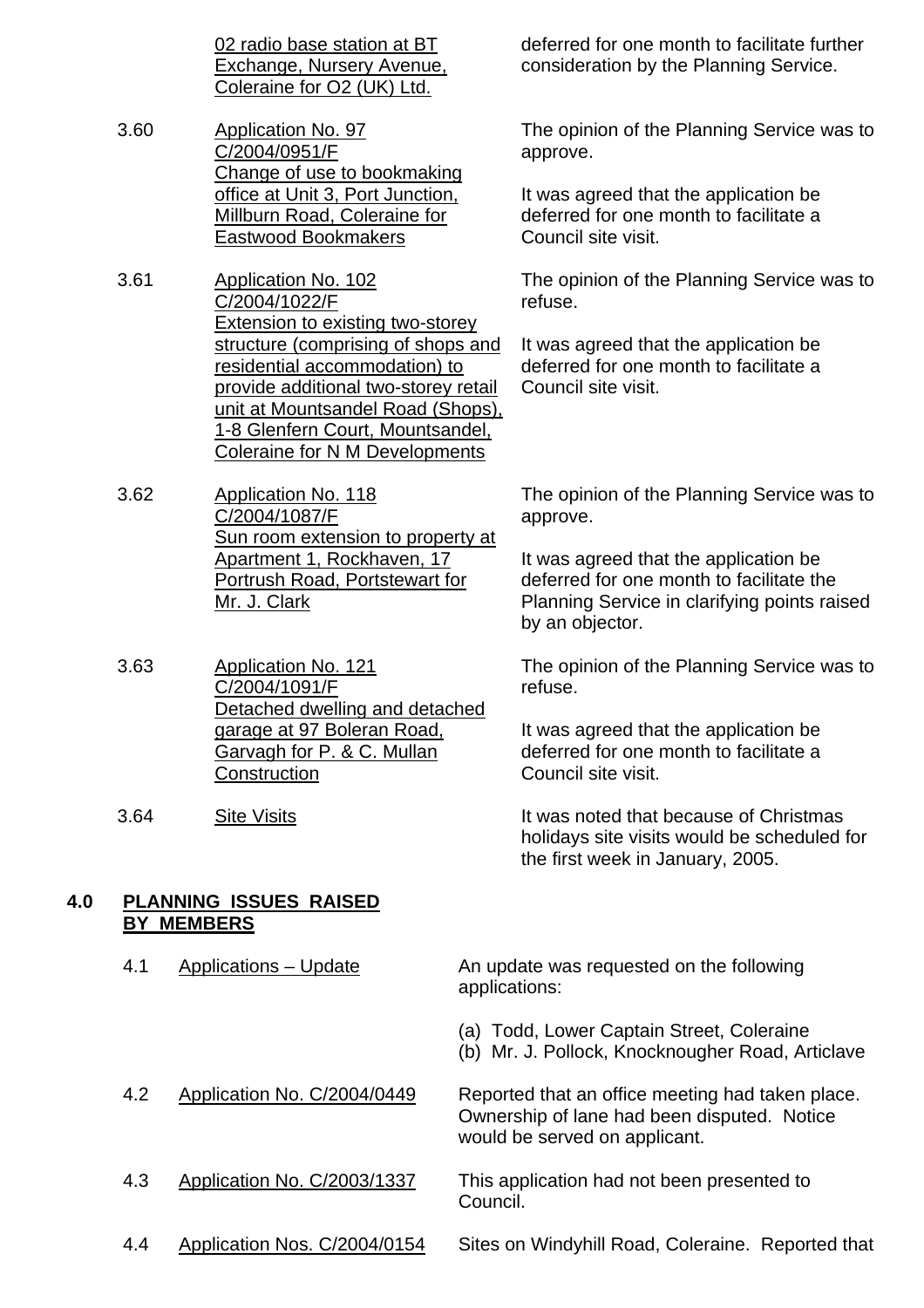| | | |
|---|---|---|
| | 02 radio base station at BT Exchange, Nursery Avenue, Coleraine for O2 (UK) Ltd. | deferred for one month to facilitate further consideration by the Planning Service. |
| 3.60 | Application No. 97<br>C/2004/0951/F<br>Change of use to bookmaking office at Unit 3, Port Junction, Millburn Road, Coleraine for Eastwood Bookmakers | The opinion of the Planning Service was to approve.<br><br>It was agreed that the application be deferred for one month to facilitate a Council site visit. |
| 3.61 | Application No. 102<br>C/2004/1022/F<br>Extension to existing two-storey structure (comprising of shops and residential accommodation) to provide additional two-storey retail unit at Mountsandel Road (Shops), 1-8 Glenfern Court, Mountsandel, Coleraine for N M Developments | The opinion of the Planning Service was to refuse.<br><br>It was agreed that the application be deferred for one month to facilitate a Council site visit. |
| 3.62 | Application No. 118<br>C/2004/1087/F<br>Sun room extension to property at Apartment 1, Rockhaven, 17 Portrush Road, Portstewart for Mr. J. Clark | The opinion of the Planning Service was to approve.<br><br>It was agreed that the application be deferred for one month to facilitate the Planning Service in clarifying points raised by an objector. |
| 3.63 | Application No. 121<br>C/2004/1091/F<br>Detached dwelling and detached garage at 97 Boleran Road, Garvagh for P. & C. Mullan Construction | The opinion of the Planning Service was to refuse.<br><br>It was agreed that the application be deferred for one month to facilitate a Council site visit. |
| 3.64 | Site Visits | It was noted that because of Christmas holidays site visits would be scheduled for the first week in January, 2005. |

## 4.0 PLANNING ISSUES RAISED BY MEMBERS

| | | |
|---|---|---|
| 4.1 | Applications – Update | An update was requested on the following applications:<br><br>(a) Todd, Lower Captain Street, Coleraine<br>(b) Mr. J. Pollock, Knocknougher Road, Articlave |
| 4.2 | Application No. C/2004/0449 | Reported that an office meeting had taken place. Ownership of lane had been disputed. Notice would be served on applicant. |
| 4.3 | Application No. C/2003/1337 | This application had not been presented to Council. |
| 4.4 | Application Nos. C/2004/0154 | Sites on Windyhill Road, Coleraine. Reported that |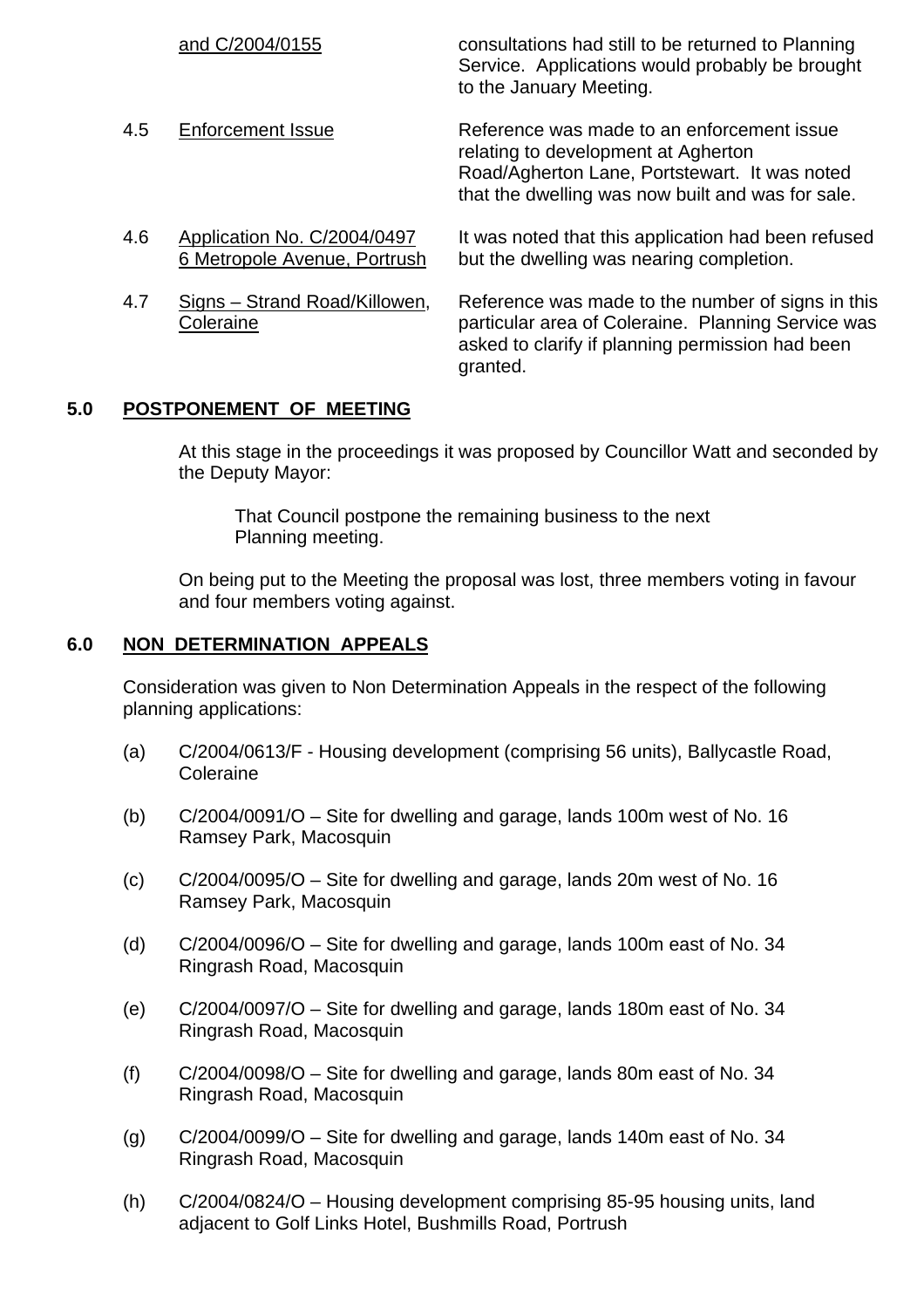| | | |
|---|---|---|
| | and C/2004/0155 | consultations had still to be returned to Planning Service. Applications would probably be brought to the January Meeting. |
| 4.5 | Enforcement Issue | Reference was made to an enforcement issue relating to development at Agherton Road/Agherton Lane, Portstewart. It was noted that the dwelling was now built and was for sale. |
| 4.6 | Application No. C/2004/0497 6 Metropole Avenue, Portrush | It was noted that this application had been refused but the dwelling was nearing completion. |
| 4.7 | Signs – Strand Road/Killowen, Coleraine | Reference was made to the number of signs in this particular area of Coleraine. Planning Service was asked to clarify if planning permission had been granted. |

## 5.0 POSTPONEMENT OF MEETING

At this stage in the proceedings it was proposed by Councillor Watt and seconded by the Deputy Mayor:

> That Council postpone the remaining business to the next Planning meeting.

On being put to the Meeting the proposal was lost, three members voting in favour and four members voting against.

## 6.0 NON DETERMINATION APPEALS

Consideration was given to Non Determination Appeals in the respect of the following planning applications:

(a) C/2004/0613/F - Housing development (comprising 56 units), Ballycastle Road, Coleraine

(b) C/2004/0091/O – Site for dwelling and garage, lands 100m west of No. 16 Ramsey Park, Macosquin

(c) C/2004/0095/O – Site for dwelling and garage, lands 20m west of No. 16 Ramsey Park, Macosquin

(d) C/2004/0096/O – Site for dwelling and garage, lands 100m east of No. 34 Ringrash Road, Macosquin

(e) C/2004/0097/O – Site for dwelling and garage, lands 180m east of No. 34 Ringrash Road, Macosquin

(f) C/2004/0098/O – Site for dwelling and garage, lands 80m east of No. 34 Ringrash Road, Macosquin

(g) C/2004/0099/O – Site for dwelling and garage, lands 140m east of No. 34 Ringrash Road, Macosquin

(h) C/2004/0824/O – Housing development comprising 85-95 housing units, land adjacent to Golf Links Hotel, Bushmills Road, Portrush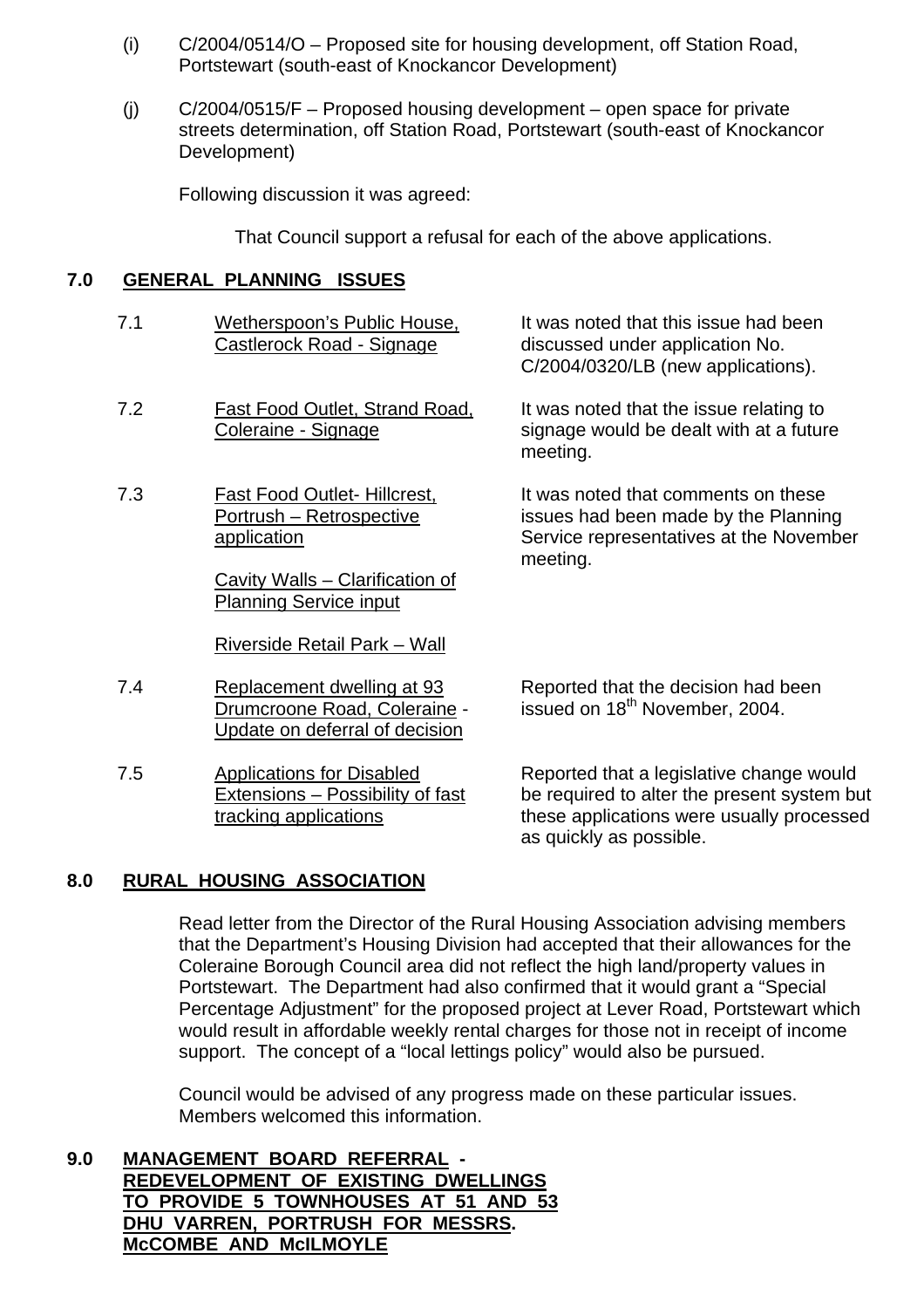(i) C/2004/0514/O – Proposed site for housing development, off Station Road, Portstewart (south-east of Knockancor Development)

(j) C/2004/0515/F – Proposed housing development – open space for private streets determination, off Station Road, Portstewart (south-east of Knockancor Development)

Following discussion it was agreed:

That Council support a refusal for each of the above applications.

## 7.0 GENERAL PLANNING ISSUES

| | | |
|---|---|---|
| 7.1 | Wetherspoon's Public House, Castlerock Road - Signage | It was noted that this issue had been discussed under application No. C/2004/0320/LB (new applications). |
| 7.2 | Fast Food Outlet, Strand Road, Coleraine - Signage | It was noted that the issue relating to signage would be dealt with at a future meeting. |
| 7.3 | Fast Food Outlet- Hillcrest, Portrush – Retrospective application<br><br>Cavity Walls – Clarification of Planning Service input<br><br>Riverside Retail Park – Wall | It was noted that comments on these issues had been made by the Planning Service representatives at the November meeting. |
| 7.4 | Replacement dwelling at 93 Drumcroone Road, Coleraine - Update on deferral of decision | Reported that the decision had been issued on 18th November, 2004. |
| 7.5 | Applications for Disabled Extensions – Possibility of fast tracking applications | Reported that a legislative change would be required to alter the present system but these applications were usually processed as quickly as possible. |

## 8.0 RURAL HOUSING ASSOCIATION

Read letter from the Director of the Rural Housing Association advising members that the Department's Housing Division had accepted that their allowances for the Coleraine Borough Council area did not reflect the high land/property values in Portstewart. The Department had also confirmed that it would grant a "Special Percentage Adjustment" for the proposed project at Lever Road, Portstewart which would result in affordable weekly rental charges for those not in receipt of income support. The concept of a "local lettings policy" would also be pursued.

Council would be advised of any progress made on these particular issues. Members welcomed this information.

## 9.0 MANAGEMENT BOARD REFERRAL - REDEVELOPMENT OF EXISTING DWELLINGS TO PROVIDE 5 TOWNHOUSES AT 51 AND 53 DHU VARREN, PORTRUSH FOR MESSRS. McCOMBE AND McILMOYLE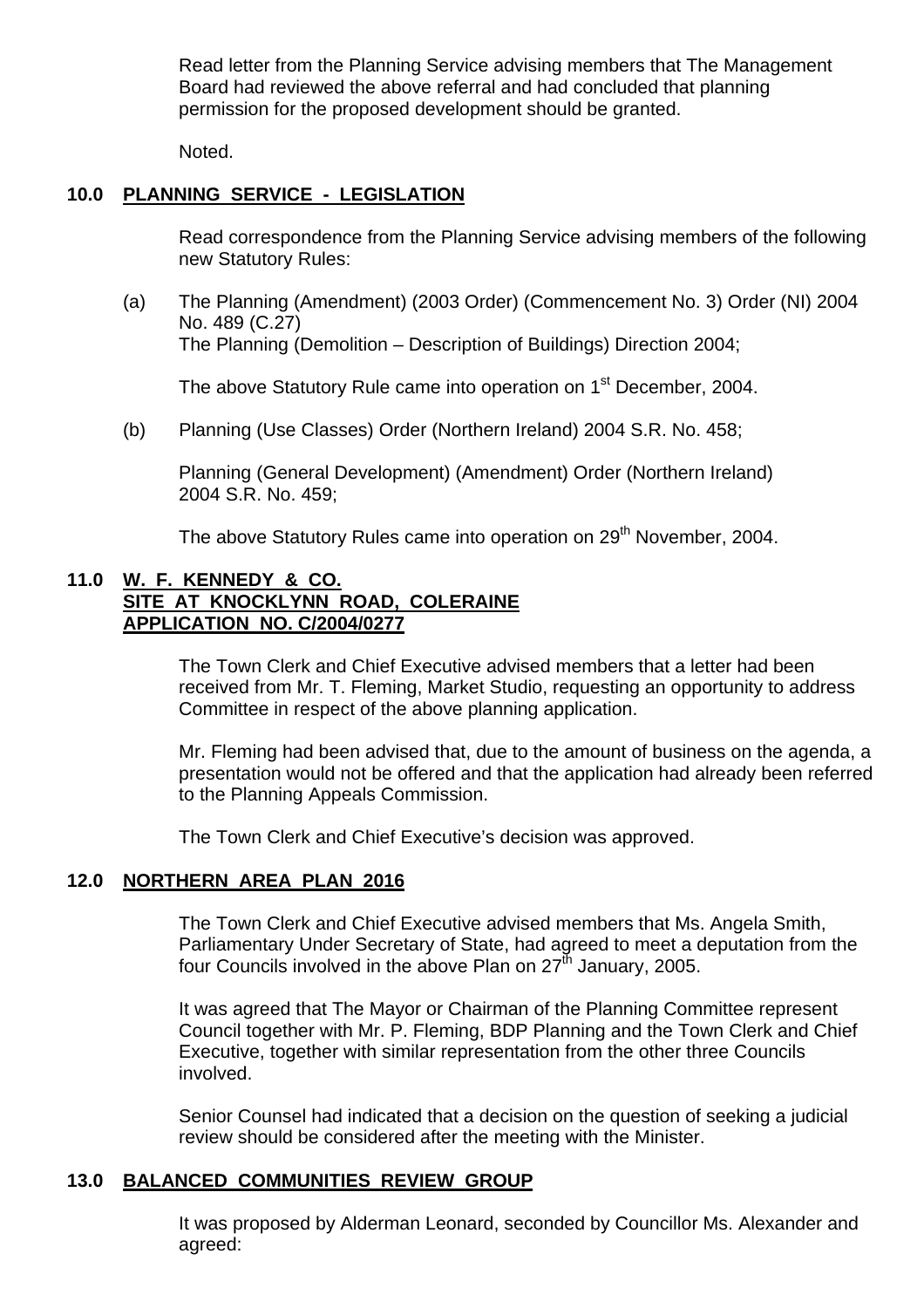Read letter from the Planning Service advising members that The Management Board had reviewed the above referral and had concluded that planning permission for the proposed development should be granted.

Noted.

## 10.0 PLANNING SERVICE - LEGISLATION

Read correspondence from the Planning Service advising members of the following new Statutory Rules:

(a) The Planning (Amendment) (2003 Order) (Commencement No. 3) Order (NI) 2004 No. 489 (C.27)
The Planning (Demolition – Description of Buildings) Direction 2004;

The above Statutory Rule came into operation on 1st December, 2004.

(b) Planning (Use Classes) Order (Northern Ireland) 2004 S.R. No. 458;

Planning (General Development) (Amendment) Order (Northern Ireland) 2004 S.R. No. 459;

The above Statutory Rules came into operation on 29th November, 2004.

## 11.0 W. F. KENNEDY & CO. SITE AT KNOCKLYNN ROAD, COLERAINE APPLICATION NO. C/2004/0277

The Town Clerk and Chief Executive advised members that a letter had been received from Mr. T. Fleming, Market Studio, requesting an opportunity to address Committee in respect of the above planning application.

Mr. Fleming had been advised that, due to the amount of business on the agenda, a presentation would not be offered and that the application had already been referred to the Planning Appeals Commission.

The Town Clerk and Chief Executive's decision was approved.

## 12.0 NORTHERN AREA PLAN 2016

The Town Clerk and Chief Executive advised members that Ms. Angela Smith, Parliamentary Under Secretary of State, had agreed to meet a deputation from the four Councils involved in the above Plan on 27th January, 2005.

It was agreed that The Mayor or Chairman of the Planning Committee represent Council together with Mr. P. Fleming, BDP Planning and the Town Clerk and Chief Executive, together with similar representation from the other three Councils involved.

Senior Counsel had indicated that a decision on the question of seeking a judicial review should be considered after the meeting with the Minister.

## 13.0 BALANCED COMMUNITIES REVIEW GROUP

It was proposed by Alderman Leonard, seconded by Councillor Ms. Alexander and agreed: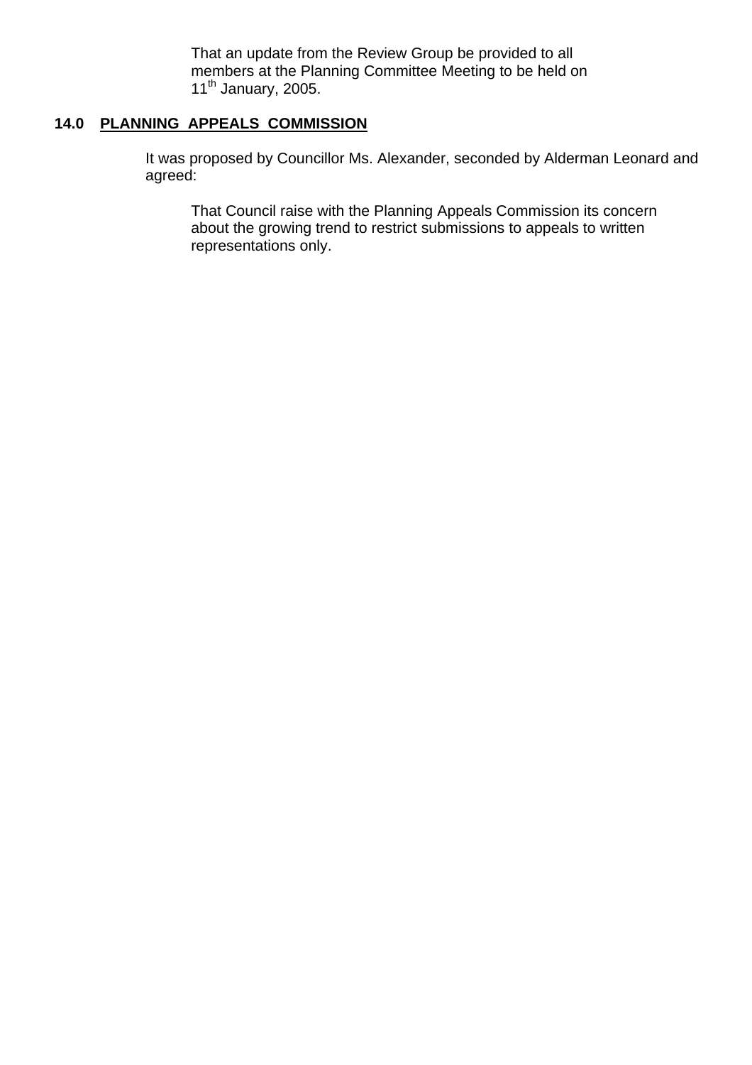That an update from the Review Group be provided to all members at the Planning Committee Meeting to be held on 11th January, 2005.

## 14.0 PLANNING APPEALS COMMISSION

It was proposed by Councillor Ms. Alexander, seconded by Alderman Leonard and agreed:

That Council raise with the Planning Appeals Commission its concern about the growing trend to restrict submissions to appeals to written representations only.